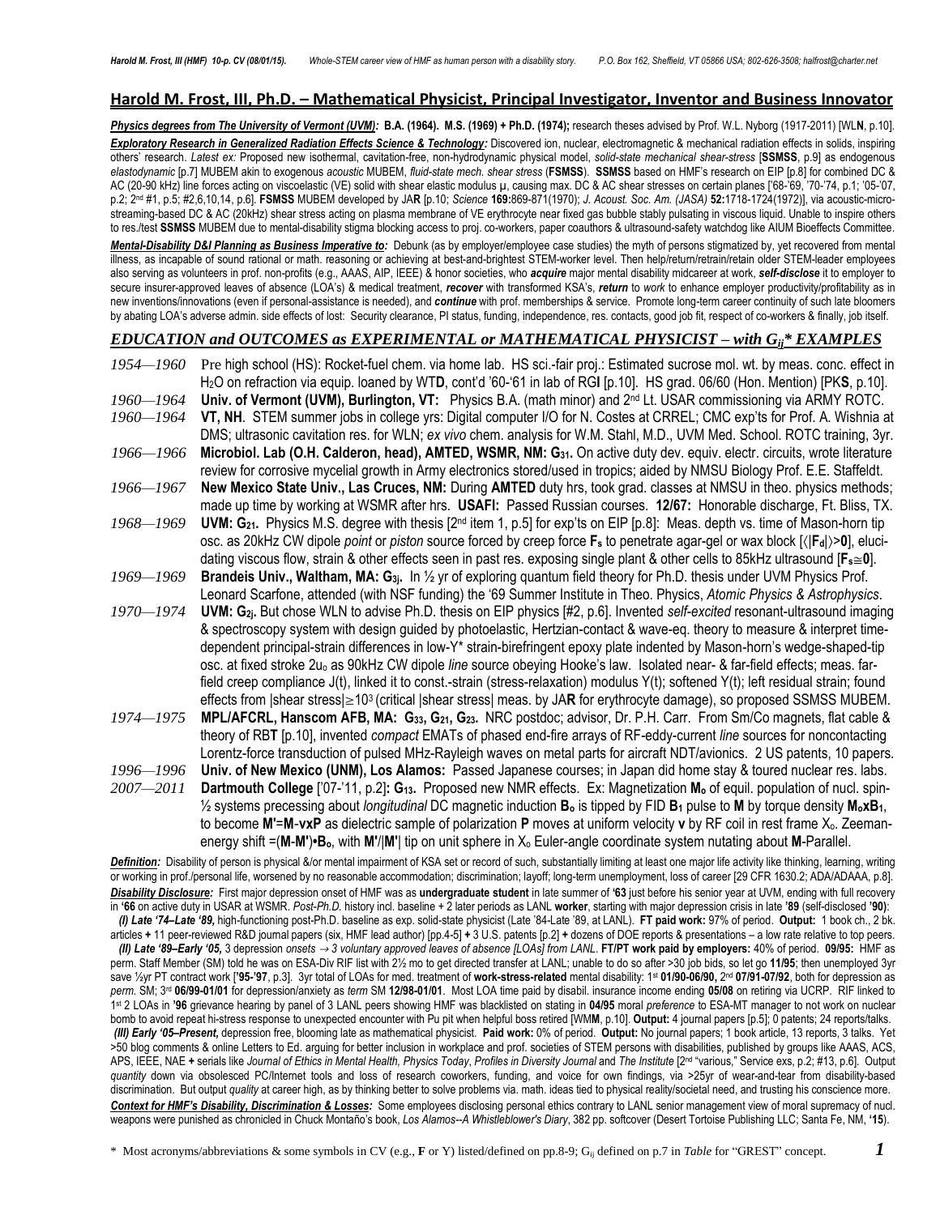## Harold M. Frost, III, Ph.D. – Mathematical Physicist, Principal Investigator, Inventor and Business Innovator

***Physics degrees from The University of Vermont (UVM):*** **B.A. (1964). M.S. (1969) + Ph.D. (1974);** research theses advised by Prof. W.L. Nyborg (1917-2011) [WL**N**, p.10].

***Exploratory Research in Generalized Radiation Effects Science & Technology:*** Discovered ion, nuclear, electromagnetic & mechanical radiation effects in solids, inspiring others' research. *Latest ex:* Proposed new isothermal, cavitation-free, non-hydrodynamic physical model, *solid-state mechanical shear-stress* [**SSMSS**, p.9] as endogenous *elastodynamic* [p.7] MUBEM akin to exogenous *acoustic* MUBEM, *fluid-state mech. shear stress* (**FSMSS**). **SSMSS** based on HMF's research on EIP [p.8] for combined DC & AC (20-90 kHz) line forces acting on viscoelastic (VE) solid with shear elastic modulus μ, causing max. DC & AC shear stresses on certain planes ['68-'69, '70-'74, p.1; '05-'07, p.2; 2nd #1, p.5; #2,6,10,14, p.6]. **FSMSS** MUBEM developed by JA**R** [p.10; *Science* **169:**869-871(1970); *J. Acoust. Soc. Am. (JASA)* **52:**1718-1724(1972)], via acoustic-micro-streaming-based DC & AC (20kHz) shear stress acting on plasma membrane of VE erythrocyte near fixed gas bubble stably pulsating in viscous liquid. Unable to inspire others to res./test **SSMSS** MUBEM due to mental-disability stigma blocking access to proj. co-workers, paper coauthors & ultrasound-safety watchdog like AIUM Bioeffects Committee.

***Mental-Disability D&I Planning as Business Imperative to:*** Debunk (as by employer/employee case studies) the myth of persons stigmatized by, yet recovered from mental illness, as incapable of sound rational or math. reasoning or achieving at best-and-brightest STEM-worker level. Then help/return/retrain/retain older STEM-leader employees also serving as volunteers in prof. non-profits (e.g., AAAS, AIP, IEEE) & honor societies, who ***acquire*** major mental disability midcareer at work, ***self-disclose*** it to employer to secure insurer-approved leaves of absence (LOA's) & medical treatment, ***recover*** with transformed KSA's, ***return*** to ***work*** to enhance employer productivity/profitability as in new inventions/innovations (even if personal-assistance is needed), and ***continue*** with prof. memberships & service. Promote long-term career continuity of such late bloomers by abating LOA's adverse admin. side effects of lost: Security clearance, PI status, funding, independence, res. contacts, good job fit, respect of co-workers & finally, job itself.

### *EDUCATION and OUTCOMES as EXPERIMENTAL or MATHEMATICAL PHYSICIST – with $G_{ij}$\* EXAMPLES*

*1954—1960* Pre high school (HS): Rocket-fuel chem. via home lab. HS sci.-fair proj.: Estimated sucrose mol. wt. by meas. conc. effect in $H_2O$ on refraction via equip. loaned by WT**D**, cont'd '60-'61 in lab of RG**I** [p.10]. HS grad. 06/60 (Hon. Mention) [PK**S**, p.10].

*1960—1964* **Univ. of Vermont (UVM), Burlington, VT:** Physics B.A. (math minor) and 2nd Lt. USAR commissioning via ARMY ROTC.

*1960—1964* **VT, NH**. STEM summer jobs in college yrs: Digital computer I/O for N. Costes at CRREL; CMC exp'ts for Prof. A. Wishnia at DMS; ultrasonic cavitation res. for WLN; *ex vivo* chem. analysis for W.M. Stahl, M.D., UVM Med. School. ROTC training, 3yr.

*1966—1966* **Microbiol. Lab (O.H. Calderon, head), AMTED, WSMR, NM: $G_{31}$.** On active duty dev. equiv. electr. circuits, wrote literature review for corrosive mycelial growth in Army electronics stored/used in tropics; aided by NMSU Biology Prof. E.E. Staffeldt.

*1966—1967* **New Mexico State Univ., Las Cruces, NM:** During **AMTED** duty hrs, took grad. classes at NMSU in theo. physics methods; made up time by working at WSMR after hrs. **USAFI:** Passed Russian courses. **12/67:** Honorable discharge, Ft. Bliss, TX.

*1968—1969* **UVM: $G_{21}$.** Physics M.S. degree with thesis [2nd item 1, p.5] for exp'ts on EIP [p.8]: Meas. depth vs. time of Mason-horn tip osc. as 20kHz CW dipole *point* or *piston* source forced by creep force $\mathbf{F_s}$ to penetrate agar-gel or wax block [$\langle|\mathbf{F_d}|\rangle>\mathbf{0}$], elucidating viscous flow, strain & other effects seen in past res. exposing single plant & other cells to 85kHz ultrasound [$\mathbf{F_s}\cong\mathbf{0}$].

*1969—1969* **Brandeis Univ., Waltham, MA: $G_{3j}$.** In ½ yr of exploring quantum field theory for Ph.D. thesis under UVM Physics Prof. Leonard Scarfone, attended (with NSF funding) the '69 Summer Institute in Theo. Physics, *Atomic Physics & Astrophysics*.

*1970—1974* **UVM: $G_{2j}$.** But chose WLN to advise Ph.D. thesis on EIP physics [#2, p.6]. Invented *self-excited* resonant-ultrasound imaging & spectroscopy system with design guided by photoelastic, Hertzian-contact & wave-eq. theory to measure & interpret time-dependent principal-strain differences in low-Y\* strain-birefringent epoxy plate indented by Mason-horn's wedge-shaped-tip osc. at fixed stroke $2u_o$ as 90kHz CW dipole *line* source obeying Hooke's law. Isolated near- & far-field effects; meas. far-field creep compliance J(t), linked it to const.-strain (stress-relaxation) modulus Y(t); softened Y(t); left residual strain; found effects from |shear stress|$\geq10^3$ (critical |shear stress| meas. by JA**R** for erythrocyte damage), so proposed SSMSS MUBEM.

*1974—1975* **MPL/AFCRL, Hanscom AFB, MA: $G_{33}$, $G_{21}$, $G_{23}$.** NRC postdoc; advisor, Dr. P.H. Carr. From Sm/Co magnets, flat cable & theory of RB**T** [p.10], invented *compact* EMATs of phased end-fire arrays of RF-eddy-current *line* sources for noncontacting Lorentz-force transduction of pulsed MHz-Rayleigh waves on metal parts for aircraft NDT/avionics. 2 US patents, 10 papers.

*1996—1996* **Univ. of New Mexico (UNM), Los Alamos:** Passed Japanese courses; in Japan did home stay & toured nuclear res. labs.

*2007—2011* **Dartmouth College** ['07-'11, p.2]**: $G_{13}$.** Proposed new NMR effects. Ex: Magnetization $\mathbf{M_o}$ of equil. population of nucl. spin-½ systems precessing about *longitudinal* DC magnetic induction $\mathbf{B_o}$ is tipped by FID $\mathbf{B_1}$ pulse to $\mathbf{M}$ by torque density $\mathbf{M_o x B_1}$, to become $\mathbf{M'}=\mathbf{M}\text{-}\mathbf{vxP}$ as dielectric sample of polarization $\mathbf{P}$ moves at uniform velocity $\mathbf{v}$ by RF coil in rest frame $X_o$. Zeeman-energy shift =$(\mathbf{M}\text{-}\mathbf{M'})\bullet\mathbf{B_o}$, with $\mathbf{M'}/|\mathbf{M'}|$ tip on unit sphere in $X_o$ Euler-angle coordinate system nutating about **M**-Parallel.

***Definition:*** Disability of person is physical &/or mental impairment of KSA set or record of such, substantially limiting at least one major life activity like thinking, learning, writing or working in prof./personal life, worsened by no reasonable accommodation; discrimination; layoff; long-term unemployment, loss of career [29 CFR 1630.2; ADA/ADAAA, p.8].

***Disability Disclosure:*** First major depression onset of HMF was as **undergraduate student** in late summer of **'63** just before his senior year at UVM, ending with full recovery in **'66** on active duty in USAR at WSMR. *Post-Ph.D.* history incl. baseline + 2 later periods as LANL **worker**, starting with major depression crisis in late **'89** (self-disclosed **'90**):

***(I) Late '74–Late '89,*** high-functioning post-Ph.D. baseline as exp. solid-state physicist (Late '84-Late '89, at LANL). **FT paid work:** 97% of period. **Output:** 1 book ch., 2 bk. articles **+** 11 peer-reviewed R&D journal papers (six, HMF lead author) [pp.4-5] **+** 3 U.S. patents [p.2] **+** dozens of DOE reports & presentations – a low rate relative to top peers.

***(II) Late '89–Early '05,*** 3 depression *onsets → 3 voluntary approved leaves of absence [LOAs] from LANL*. **FT/PT work paid by employers:** 40% of period. **09/95:** HMF as perm. Staff Member (SM) told he was on ESA-Div RIF list with 2½ mo to get directed transfer at LANL; unable to do so after >30 job bids, so let go **11/95**; then unemployed 3yr save ½yr PT contract work [**'95-'97**, p.3]. 3yr total of LOAs for med. treatment of **work-stress-related** mental disability: 1st **01/90-06/90,** 2nd **07/91-07/92**, both for depression as *perm.* SM; 3rd **06/99-01/01** for depression/anxiety as *term* SM **12/98-01/01**. Most LOA time paid by disabil. insurance income ending **05/08** on retiring via UCRP. RIF linked to 1st 2 LOAs in **'96** grievance hearing by panel of 3 LANL peers showing HMF was blacklisted on stating in **04/95** moral *preference* to ESA-MT manager to not work on nuclear bomb to avoid repeat hi-stress response to unexpected encounter with Pu pit when helpful boss retired [WM**M**, p.10]. **Output:** 4 journal papers [p.5]; 0 patents; 24 reports/talks.

***(III) Early '05–Present,*** depression free, blooming late as mathematical physicist. **Paid work:** 0% of period. **Output:** No journal papers; 1 book article, 13 reports, 3 talks. Yet >50 blog comments & online Letters to Ed. arguing for better inclusion in workplace and prof. societies of STEM persons with disabilities, published by groups like AAAS, ACS, APS, IEEE, NAE **+** serials like *Journal of Ethics in Mental Health, Physics Today*, *Profiles in Diversity Journal* and *The Institute* [2nd "various," Service exs, p.2; #13, p.6]. Output *quantity* down via obsolesced PC/Internet tools and loss of research coworkers, funding, and voice for own findings, via >25yr of wear-and-tear from disability-based discrimination. But output *quality* at career high, as by thinking better to solve problems via. math. ideas tied to physical reality/societal need, and trusting his conscience more.

***Context for HMF's Disability, Discrimination & Losses:*** Some employees disclosing personal ethics contrary to LANL senior management view of moral supremacy of nucl. weapons were punished as chronicled in Chuck Montaño's book, *Los Alamos--A Whistleblower's Diary*, 382 pp. softcover (Desert Tortoise Publishing LLC; Santa Fe, NM, **'15**).

\* Most acronyms/abbreviations & some symbols in CV (e.g., **F** or Y) listed/defined on pp.8-9; $G_{ij}$ defined on p.7 in *Table* for "GREST" concept.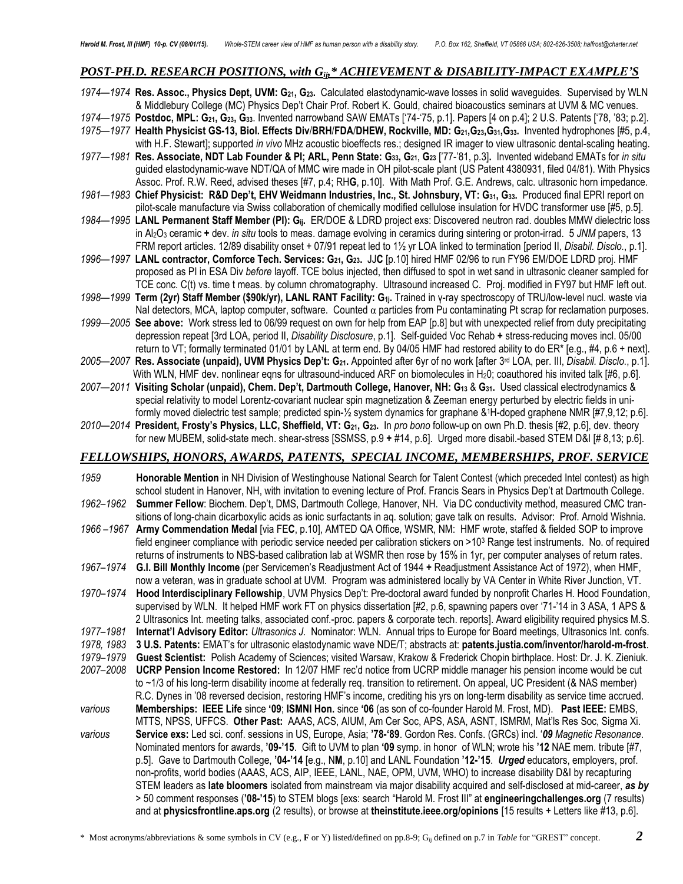## *POST-PH.D. RESEARCH POSITIONS, with $G_{ij}$,* ACHIEVEMENT & DISABILITY-IMPACT EXAMPLE'S*

*1974—1974* **Res. Assoc., Physics Dept, UVM: $G_{21}$, $G_{23}$.** Calculated elastodynamic-wave losses in solid waveguides. Supervised by WLN & Middlebury College (MC) Physics Dep't Chair Prof. Robert K. Gould, chaired bioacoustics seminars at UVM & MC venues.

*1974—1975* **Postdoc, MPL: $G_{21}$, $G_{23}$, $G_{33}$.** Invented narrowband SAW EMATs ['74-'75, p.1]. Papers [4 on p.4]; 2 U.S. Patents ['78, '83; p.2].

*1975—1977* **Health Physicist GS-13, Biol. Effects Div/BRH/FDA/DHEW, Rockville, MD: $G_{21}$,$G_{23}$,$G_{31}$,$G_{33}$.** Invented hydrophones [#5, p.4, with H.F. Stewart]; supported *in vivo* MHz acoustic bioeffects res.; designed IR imager to view ultrasonic dental-scaling heating.

*1977—1981* **Res. Associate, NDT Lab Founder & PI; ARL, Penn State: $G_{33}$, $G_{21}$, $G_{23}$** ['77-'81, p.3]**.** Invented wideband EMATs for *in situ* guided elastodynamic-wave NDT/QA of MMC wire made in OH pilot-scale plant (US Patent 4380931, filed 04/81). With Physics Assoc. Prof. R.W. Reed, advised theses [#7, p.4; RH**G**, p.10]. With Math Prof. G.E. Andrews, calc. ultrasonic horn impedance.

*1981—1983* **Chief Physicist: R&D Dep't, EHV Weidmann Industries, Inc., St. Johnsbury, VT: $G_{31}$, $G_{33}$.** Produced final EPRI report on pilot-scale manufacture via Swiss collaboration of chemically modified cellulose insulation for HVDC transformer use [#5, p.5].

*1984—1995* **LANL Permanent Staff Member (PI): $G_{ij}$.** ER/DOE & LDRD project exs: Discovered neutron rad. doubles MMW dielectric loss in $Al_2O_3$ ceramic **+** dev. *in situ* tools to meas. damage evolving in ceramics during sintering or proton-irrad. 5 *JNM* papers, 13 FRM report articles. 12/89 disability onset + 07/91 repeat led to 1½ yr LOA linked to termination [period II, *Disabil. Disclo.*, p.1].

*1996—1997* **LANL contractor, Comforce Tech. Services: $G_{21}$, $G_{23}$.** JJ**C** [p.10] hired HMF 02/96 to run FY96 EM/DOE LDRD proj. HMF proposed as PI in ESA Div *before* layoff. TCE bolus injected, then diffused to spot in wet sand in ultrasonic cleaner sampled for TCE conc. C(t) vs. time t meas. by column chromatography. Ultrasound increased C. Proj. modified in FY97 but HMF left out.

*1998—1999* **Term (2yr) Staff Member ($90k/yr), LANL RANT Facility: $G_{1j}$.** Trained in γ-ray spectroscopy of TRU/low-level nucl. waste via NaI detectors, MCA, laptop computer, software. Counted α particles from Pu contaminating Pt scrap for reclamation purposes.

*1999—2005* **See above:** Work stress led to 06/99 request on own for help from EAP [p.8] but with unexpected relief from duty precipitating depression repeat [3rd LOA, period II, *Disability Disclosure*, p.1]. Self-guided Voc Rehab **+** stress-reducing moves incl. 05/00 return to VT; formally terminated 01/01 by LANL at term end. By 04/05 HMF had restored ability to do ER* [e.g., #4, p.6 + next].

*2005—2007* **Res. Associate (unpaid), UVM Physics Dep't: $G_{21}$.** Appointed after 6yr of no work [after 3rd LOA, per. III, *Disabil. Disclo.*, p.1]. With WLN, HMF dev. nonlinear eqns for ultrasound-induced ARF on biomolecules in $H_2O$; coauthored his invited talk [#6, p.6].

*2007—2011* **Visiting Scholar (unpaid), Chem. Dep't, Dartmouth College, Hanover, NH: $G_{13}$ & $G_{31}$.** Used classical electrodynamics & special relativity to model Lorentz-covariant nuclear spin magnetization & Zeeman energy perturbed by electric fields in uniformly moved dielectric test sample; predicted spin-½ system dynamics for graphane &$^1$H-doped graphene NMR [#7,9,12; p.6].

*2010—2014* **President, Frosty's Physics, LLC, Sheffield, VT: $G_{21}$, $G_{23}$.** In *pro bono* follow-up on own Ph.D. thesis [#2, p.6], dev. theory for new MUBEM, solid-state mech. shear-stress [SSMSS, p.9 **+** #14, p.6]. Urged more disabil.-based STEM D&I [# 8,13; p.6].

## *FELLOWSHIPS, HONORS, AWARDS, PATENTS, SPECIAL INCOME, MEMBERSHIPS, PROF. SERVICE*

*1959* **Honorable Mention** in NH Division of Westinghouse National Search for Talent Contest (which preceded Intel contest) as high school student in Hanover, NH, with invitation to evening lecture of Prof. Francis Sears in Physics Dep't at Dartmouth College.

*1962–1962* **Summer Fellow**: Biochem. Dep't, DMS, Dartmouth College, Hanover, NH. Via DC conductivity method, measured CMC transitions of long-chain dicarboxylic acids as ionic surfactants in aq. solution; gave talk on results. Advisor: Prof. Arnold Wishnia.

*1966 –1967* **Army Commendation Medal** [via FE**C**, p.10], AMTED QA Office, WSMR, NM: HMF wrote, staffed & fielded SOP to improve field engineer compliance with periodic service needed per calibration stickers on >$10^3$ Range test instruments. No. of required returns of instruments to NBS-based calibration lab at WSMR then rose by 15% in 1yr, per computer analyses of return rates.

*1967–1974* **G.I. Bill Monthly Income** (per Servicemen's Readjustment Act of 1944 **+** Readjustment Assistance Act of 1972), when HMF, now a veteran, was in graduate school at UVM. Program was administered locally by VA Center in White River Junction, VT.

*1970–1974* **Hood Interdisciplinary Fellowship**, UVM Physics Dep't: Pre-doctoral award funded by nonprofit Charles H. Hood Foundation, supervised by WLN. It helped HMF work FT on physics dissertation [#2, p.6, spawning papers over '71-'14 in 3 ASA, 1 APS & 2 Ultrasonics Int. meeting talks, associated conf.-proc. papers & corporate tech. reports]. Award eligibility required physics M.S.

*1977–1981* **Internat'l Advisory Editor:** *Ultrasonics J.* Nominator: WLN. Annual trips to Europe for Board meetings, Ultrasonics Int. confs.

*1978, 1983* **3 U.S. Patents:** EMAT's for ultrasonic elastodynamic wave NDE/T; abstracts at: **patents.justia.com/inventor/harold-m-frost**.

*1979–1979* **Guest Scientist:** Polish Academy of Sciences; visited Warsaw, Krakow & Frederick Chopin birthplace. Host: Dr. J. K. Zieniuk.

*2007–2008* **UCRP Pension Income Restored:** In 12/07 HMF rec'd notice from UCRP middle manager his pension income would be cut to ~1/3 of his long-term disability income at federally req. transition to retirement. On appeal, UC President (& NAS member) R.C. Dynes in '08 reversed decision, restoring HMF's income, crediting his yrs on long-term disability as service time accrued.

*various* **Memberships: IEEE Life** since **'09**; **ISMNI Hon.** since **'06** (as son of co-founder Harold M. Frost, MD). **Past IEEE:** EMBS, MTTS, NPSS, UFFCS. **Other Past:** AAAS, ACS, AIUM, Am Cer Soc, APS, ASA, ASNT, ISMRM, Mat'ls Res Soc, Sigma Xi.

*various* **Service exs:** Led sci. conf. sessions in US, Europe, Asia; **'78-'89**. Gordon Res. Confs. (GRCs) incl. '*09 Magnetic Resonance*. Nominated mentors for awards, **'09-'15**. Gift to UVM to plan **'09** symp. in honor of WLN; wrote his **'12** NAE mem. tribute [#7, p.5]. Gave to Dartmouth College, **'04-'14** [e.g., N**M**, p.10] and LANL Foundation **'12-'15**. ***Urged*** educators, employers, prof. non-profits, world bodies (AAAS, ACS, AIP, IEEE, LANL, NAE, OPM, UVM, WHO) to increase disability D&I by recapturing STEM leaders as **late bloomers** isolated from mainstream via major disability acquired and self-disclosed at mid-career, ***as by*** > 50 comment responses (**'08-'15**) to STEM blogs [exs: search "Harold M. Frost III" at **engineeringchallenges.org** (7 results) and at **physicsfrontline.aps.org** (2 results), or browse at **theinstitute.ieee.org/opinions** [15 results + Letters like #13, p.6].

\* Most acronyms/abbreviations & some symbols in CV (e.g., **F** or Y) listed/defined on pp.8-9; $G_{ij}$ defined on p.7 in *Table* for "GREST" concept.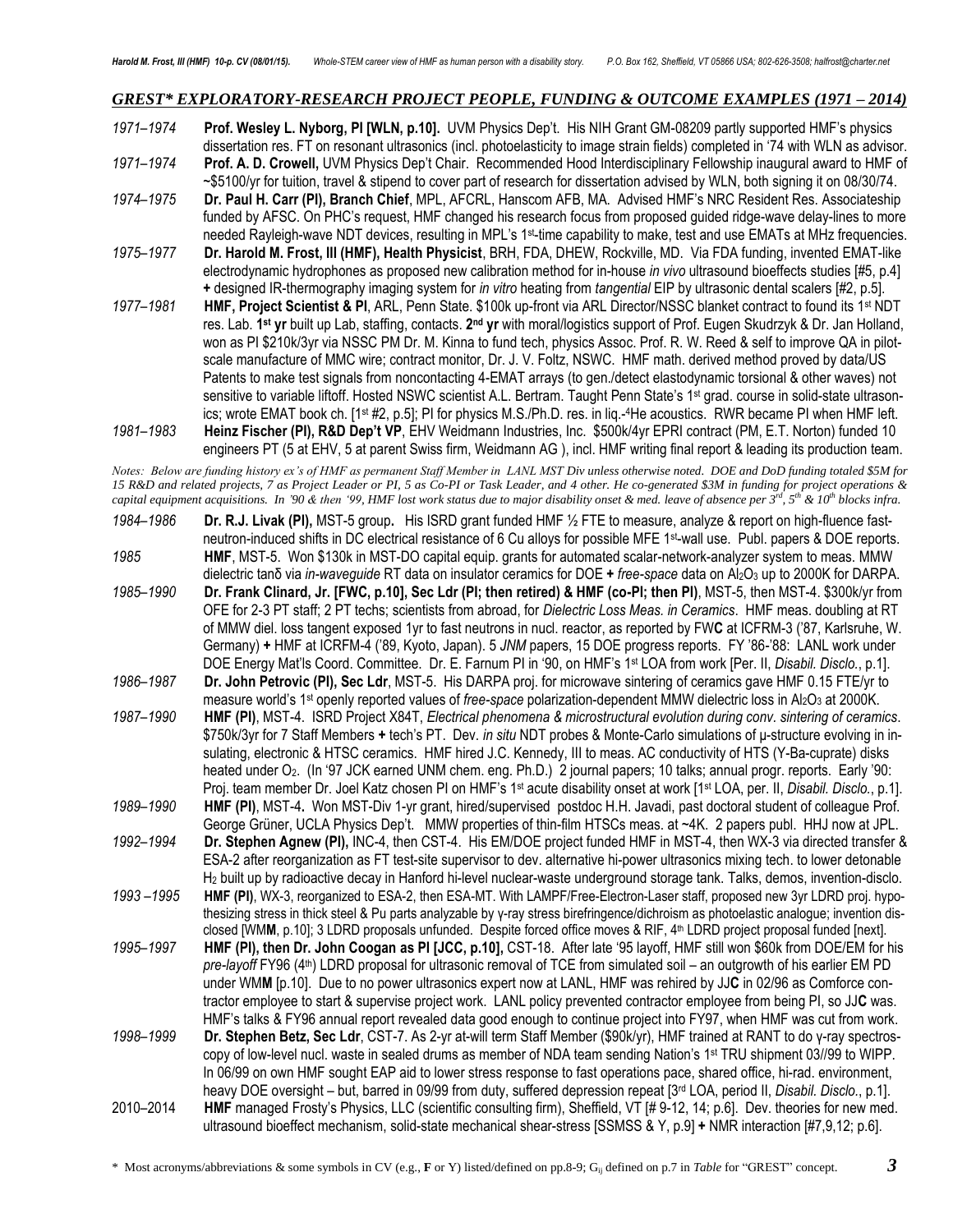## *GREST\* EXPLORATORY-RESEARCH PROJECT PEOPLE, FUNDING & OUTCOME EXAMPLES (1971 – 2014)*

*1971–1974* **Prof. Wesley L. Nyborg, PI [WLN, p.10].** UVM Physics Dep't. His NIH Grant GM-08209 partly supported HMF's physics dissertation res. FT on resonant ultrasonics (incl. photoelasticity to image strain fields) completed in '74 with WLN as advisor.

*1971–1974* **Prof. A. D. Crowell,** UVM Physics Dep't Chair. Recommended Hood Interdisciplinary Fellowship inaugural award to HMF of ~$5100/yr for tuition, travel & stipend to cover part of research for dissertation advised by WLN, both signing it on 08/30/74.

*1974–1975* **Dr. Paul H. Carr (PI), Branch Chief**, MPL, AFCRL, Hanscom AFB, MA. Advised HMF's NRC Resident Res. Associateship funded by AFSC. On PHC's request, HMF changed his research focus from proposed guided ridge-wave delay-lines to more needed Rayleigh-wave NDT devices, resulting in MPL's 1st-time capability to make, test and use EMATs at MHz frequencies.

*1975–1977* **Dr. Harold M. Frost, III (HMF), Health Physicist**, BRH, FDA, DHEW, Rockville, MD. Via FDA funding, invented EMAT-like electrodynamic hydrophones as proposed new calibration method for in-house *in vivo* ultrasound bioeffects studies [#5, p.4] **+** designed IR-thermography imaging system for *in vitro* heating from *tangential* EIP by ultrasonic dental scalers [#2, p.5].

*1977–1981* **HMF, Project Scientist & PI**, ARL, Penn State. $100k up-front via ARL Director/NSSC blanket contract to found its 1st NDT res. Lab. **1st yr** built up Lab, staffing, contacts. **2nd yr** with moral/logistics support of Prof. Eugen Skudrzyk & Dr. Jan Holland, won as PI $210k/3yr via NSSC PM Dr. M. Kinna to fund tech, physics Assoc. Prof. R. W. Reed & self to improve QA in pilot-scale manufacture of MMC wire; contract monitor, Dr. J. V. Foltz, NSWC. HMF math. derived method proved by data/US Patents to make test signals from noncontacting 4-EMAT arrays (to gen./detect elastodynamic torsional & other waves) not sensitive to variable liftoff. Hosted NSWC scientist A.L. Bertram. Taught Penn State's 1st grad. course in solid-state ultrasonics; wrote EMAT book ch. [1st #2, p.5]; PI for physics M.S./Ph.D. res. in liq.-$^4$He acoustics. RWR became PI when HMF left.

*1981–1983* **Heinz Fischer (PI), R&D Dep't VP**, EHV Weidmann Industries, Inc. $500k/4yr EPRI contract (PM, E.T. Norton) funded 10 engineers PT (5 at EHV, 5 at parent Swiss firm, Weidmann AG ), incl. HMF writing final report & leading its production team.

*Notes: Below are funding history ex's of HMF as permanent Staff Member in LANL MST Div unless otherwise noted. DOE and DoD funding totaled $5M for 15 R&D and related projects, 7 as Project Leader or PI, 5 as Co-PI or Task Leader, and 4 other. He co-generated $3M in funding for project operations & capital equipment acquisitions. In '90 & then '99, HMF lost work status due to major disability onset & med. leave of absence per 3rd, 5th & 10th blocks infra.*

*1984–1986* **Dr. R.J. Livak (PI),** MST-5 group**.** His ISRD grant funded HMF ½ FTE to measure, analyze & report on high-fluence fast-neutron-induced shifts in DC electrical resistance of 6 Cu alloys for possible MFE 1st-wall use. Publ. papers & DOE reports.

*1985* **HMF**, MST-5. Won $130k in MST-DO capital equip. grants for automated scalar-network-analyzer system to meas. MMW dielectric tanδ via *in-waveguide* RT data on insulator ceramics for DOE **+** *free-space* data on $Al_2O_3$ up to 2000K for DARPA.

*1985–1990* **Dr. Frank Clinard, Jr. [FWC, p.10], Sec Ldr (PI; then retired) & HMF (co-PI; then PI)**, MST-5, then MST-4. $300k/yr from OFE for 2-3 PT staff; 2 PT techs; scientists from abroad, for *Dielectric Loss Meas. in Ceramics*. HMF meas. doubling at RT of MMW diel. loss tangent exposed 1yr to fast neutrons in nucl. reactor, as reported by FW**C** at ICFRM-3 ('87, Karlsruhe, W. Germany) **+** HMF at ICFRM-4 ('89, Kyoto, Japan). 5 *JNM* papers, 15 DOE progress reports. FY '86-'88: LANL work under DOE Energy Mat'ls Coord. Committee. Dr. E. Farnum PI in '90, on HMF's 1st LOA from work [Per. II, *Disabil. Disclo.*, p.1].

*1986–1987* **Dr. John Petrovic (PI), Sec Ldr**, MST-5. His DARPA proj. for microwave sintering of ceramics gave HMF 0.15 FTE/yr to measure world's 1st openly reported values of *free-space* polarization-dependent MMW dielectric loss in $Al_2O_3$ at 2000K.

*1987–1990* **HMF (PI)**, MST-4. ISRD Project X84T, *Electrical phenomena & microstructural evolution during conv. sintering of ceramics*. $750k/3yr for 7 Staff Members **+** tech's PT. Dev. *in situ* NDT probes & Monte-Carlo simulations of μ-structure evolving in insulating, electronic & HTSC ceramics. HMF hired J.C. Kennedy, III to meas. AC conductivity of HTS (Y-Ba-cuprate) disks heated under $O_2$. (In '97 JCK earned UNM chem. eng. Ph.D.) 2 journal papers; 10 talks; annual progr. reports. Early '90: Proj. team member Dr. Joel Katz chosen PI on HMF's 1st acute disability onset at work [1st LOA, per. II, *Disabil. Disclo.*, p.1].

*1989–1990* **HMF (PI)**, MST-4**.** Won MST-Div 1-yr grant, hired/supervised postdoc H.H. Javadi, past doctoral student of colleague Prof. George Grüner, UCLA Physics Dep't. MMW properties of thin-film HTSCs meas. at ~4K. 2 papers publ. HHJ now at JPL.

*1992–1994* **Dr. Stephen Agnew (PI),** INC-4, then CST-4. His EM/DOE project funded HMF in MST-4, then WX-3 via directed transfer & ESA-2 after reorganization as FT test-site supervisor to dev. alternative hi-power ultrasonics mixing tech. to lower detonable $H_2$ built up by radioactive decay in Hanford hi-level nuclear-waste underground storage tank. Talks, demos, invention-disclo.

*1993 –1995* **HMF (PI)**, WX-3, reorganized to ESA-2, then ESA-MT. With LAMPF/Free-Electron-Laser staff, proposed new 3yr LDRD proj. hypothesizing stress in thick steel & Pu parts analyzable by γ-ray stress birefringence/dichroism as photoelastic analogue; invention disclosed [WM**M**, p.10]; 3 LDRD proposals unfunded. Despite forced office moves & RIF, 4th LDRD project proposal funded [next].

*1995–1997* **HMF (PI), then Dr. John Coogan as PI [JCC, p.10],** CST-18. After late '95 layoff, HMF still won $60k from DOE/EM for his *pre-layoff* FY96 (4th) LDRD proposal for ultrasonic removal of TCE from simulated soil – an outgrowth of his earlier EM PD under WM**M** [p.10]. Due to no power ultrasonics expert now at LANL, HMF was rehired by JJ**C** in 02/96 as Comforce contractor employee to start & supervise project work. LANL policy prevented contractor employee from being PI, so JJ**C** was. HMF's talks & FY96 annual report revealed data good enough to continue project into FY97, when HMF was cut from work.

*1998–1999* **Dr. Stephen Betz, Sec Ldr**, CST-7. As 2-yr at-will term Staff Member ($90k/yr), HMF trained at RANT to do γ-ray spectroscopy of low-level nucl. waste in sealed drums as member of NDA team sending Nation's 1st TRU shipment 03//99 to WIPP. In 06/99 on own HMF sought EAP aid to lower stress response to fast operations pace, shared office, hi-rad. environment, heavy DOE oversight – but, barred in 09/99 from duty, suffered depression repeat [3rd LOA, period II, *Disabil. Disclo.*, p.1].

2010–2014 **HMF** managed Frosty's Physics, LLC (scientific consulting firm), Sheffield, VT [# 9-12, 14; p.6]. Dev. theories for new med. ultrasound bioeffect mechanism, solid-state mechanical shear-stress [SSMSS & Y, p.9] **+** NMR interaction [#7,9,12; p.6].

\* Most acronyms/abbreviations & some symbols in CV (e.g., **F** or Y) listed/defined on pp.8-9; $G_{ij}$ defined on p.7 in *Table* for "GREST" concept.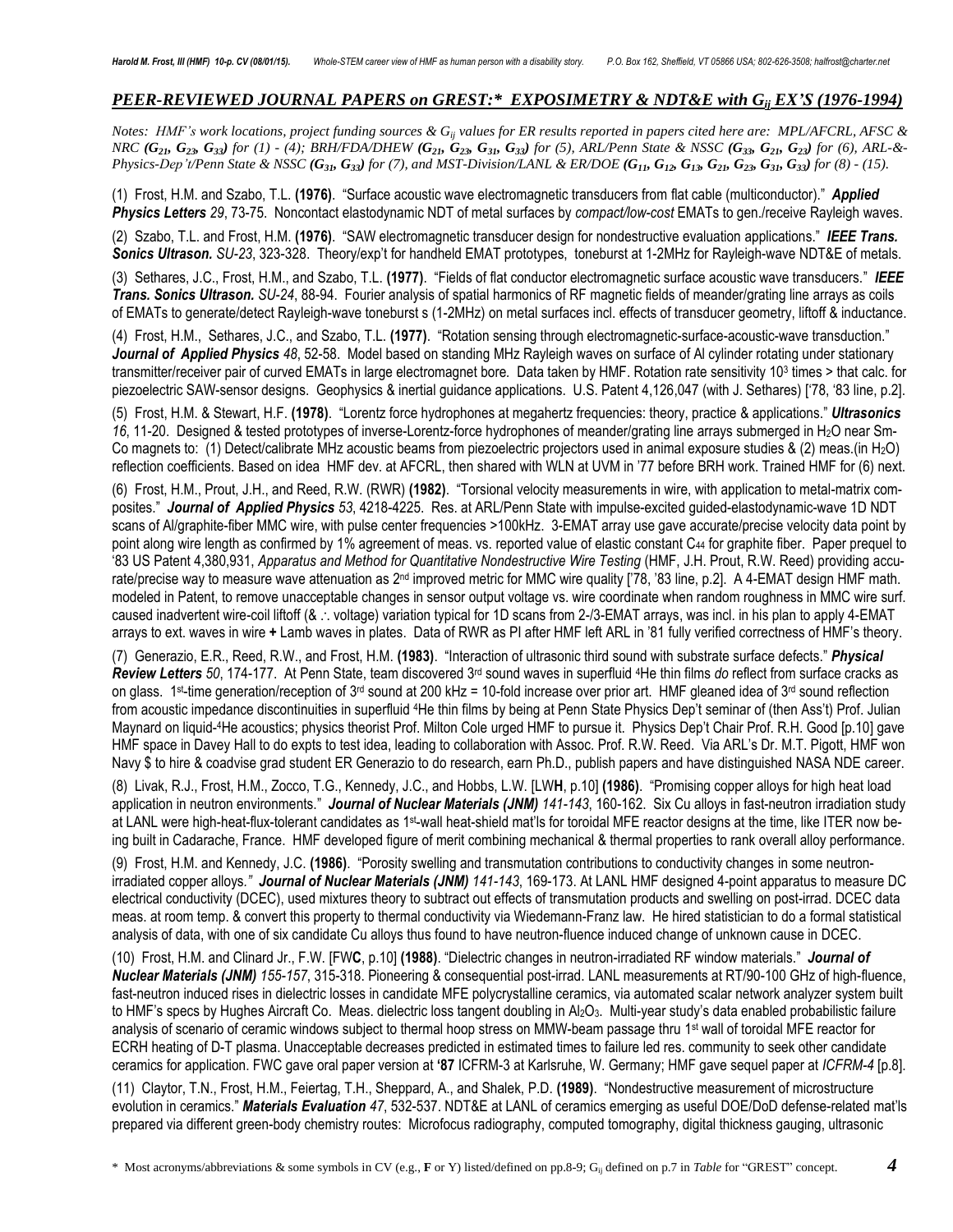## *PEER-REVIEWED JOURNAL PAPERS on GREST:* EXPOSIMETRY & NDT&E with $G_{ij}$ EX'S (1976-1994)*

*Notes: HMF's work locations, project funding sources & $G_{ij}$ values for ER results reported in papers cited here are: MPL/AFCRL, AFSC & NRC ($G_{21}$, $G_{23}$, $G_{33}$) for (1) - (4); BRH/FDA/DHEW ($G_{21}$, $G_{23}$, $G_{31}$, $G_{33}$) for (5), ARL/Penn State & NSSC ($G_{33}$, $G_{21}$, $G_{23}$) for (6), ARL-&-Physics-Dep't/Penn State & NSSC ($G_{31}$, $G_{33}$) for (7), and MST-Division/LANL & ER/DOE ($G_{11}$, $G_{12}$, $G_{13}$, $G_{21}$, $G_{23}$, $G_{31}$, $G_{33}$) for (8) - (15).*

(1) Frost, H.M. and Szabo, T.L. **(1976)**. "Surface acoustic wave electromagnetic transducers from flat cable (multiconductor)." ***Applied Physics Letters** 29*, 73-75. Noncontact elastodynamic NDT of metal surfaces by *compact/low-cost* EMATs to gen./receive Rayleigh waves.

(2) Szabo, T.L. and Frost, H.M. **(1976)**. "SAW electromagnetic transducer design for nondestructive evaluation applications." ***IEEE Trans. Sonics Ultrason.*** *SU-23*, 323-328. Theory/exp't for handheld EMAT prototypes, toneburst at 1-2MHz for Rayleigh-wave NDT&E of metals.

(3) Sethares, J.C., Frost, H.M., and Szabo, T.L. **(1977)**. "Fields of flat conductor electromagnetic surface acoustic wave transducers." ***IEEE Trans. Sonics Ultrason.*** *SU-24*, 88-94. Fourier analysis of spatial harmonics of RF magnetic fields of meander/grating line arrays as coils of EMATs to generate/detect Rayleigh-wave toneburst s (1-2MHz) on metal surfaces incl. effects of transducer geometry, liftoff & inductance.

(4) Frost, H.M., Sethares, J.C., and Szabo, T.L. **(1977)**. "Rotation sensing through electromagnetic-surface-acoustic-wave transduction." ***Journal of Applied Physics** 48*, 52-58. Model based on standing MHz Rayleigh waves on surface of Al cylinder rotating under stationary transmitter/receiver pair of curved EMATs in large electromagnet bore. Data taken by HMF. Rotation rate sensitivity $10^3$ times > that calc. for piezoelectric SAW-sensor designs. Geophysics & inertial guidance applications. U.S. Patent 4,126,047 (with J. Sethares) ['78, '83 line, p.2].

(5) Frost, H.M. & Stewart, H.F. **(1978)**. "Lorentz force hydrophones at megahertz frequencies: theory, practice & applications." ***Ultrasonics** 16*, 11-20. Designed & tested prototypes of inverse-Lorentz-force hydrophones of meander/grating line arrays submerged in $H_2O$ near Sm-Co magnets to: (1) Detect/calibrate MHz acoustic beams from piezoelectric projectors used in animal exposure studies & (2) meas.(in $H_2O$) reflection coefficients. Based on idea HMF dev. at AFCRL, then shared with WLN at UVM in '77 before BRH work. Trained HMF for (6) next.

(6) Frost, H.M., Prout, J.H., and Reed, R.W. (RWR) **(1982)**. "Torsional velocity measurements in wire, with application to metal-matrix composites." ***Journal of Applied Physics** 53*, 4218-4225. Res. at ARL/Penn State with impulse-excited guided-elastodynamic-wave 1D NDT scans of Al/graphite-fiber MMC wire, with pulse center frequencies >100kHz. 3-EMAT array use gave accurate/precise velocity data point by point along wire length as confirmed by 1% agreement of meas. vs. reported value of elastic constant $C_{44}$ for graphite fiber. Paper prequel to '83 US Patent 4,380,931, *Apparatus and Method for Quantitative Nondestructive Wire Testing* (HMF, J.H. Prout, R.W. Reed) providing accurate/precise way to measure wave attenuation as 2nd improved metric for MMC wire quality ['78, '83 line, p.2]. A 4-EMAT design HMF math. modeled in Patent, to remove unacceptable changes in sensor output voltage vs. wire coordinate when random roughness in MMC wire surf. caused inadvertent wire-coil liftoff (& ∴ voltage) variation typical for 1D scans from 2-/3-EMAT arrays, was incl. in his plan to apply 4-EMAT arrays to ext. waves in wire **+** Lamb waves in plates. Data of RWR as PI after HMF left ARL in '81 fully verified correctness of HMF's theory.

(7) Generazio, E.R., Reed, R.W., and Frost, H.M. **(1983)**. "Interaction of ultrasonic third sound with substrate surface defects." ***Physical Review Letters** 50*, 174-177. At Penn State, team discovered 3rd sound waves in superfluid $^4$He thin films *do* reflect from surface cracks as on glass. 1st-time generation/reception of 3rd sound at 200 kHz = 10-fold increase over prior art. HMF gleaned idea of 3rd sound reflection from acoustic impedance discontinuities in superfluid $^4$He thin films by being at Penn State Physics Dep't seminar of (then Ass't) Prof. Julian Maynard on liquid-$^4$He acoustics; physics theorist Prof. Milton Cole urged HMF to pursue it. Physics Dep't Chair Prof. R.H. Good [p.10] gave HMF space in Davey Hall to do expts to test idea, leading to collaboration with Assoc. Prof. R.W. Reed. Via ARL's Dr. M.T. Pigott, HMF won Navy $ to hire & coadvise grad student ER Generazio to do research, earn Ph.D., publish papers and have distinguished NASA NDE career.

(8) Livak, R.J., Frost, H.M., Zocco, T.G., Kennedy, J.C., and Hobbs, L.W. [LW**H**, p.10] **(1986)**. "Promising copper alloys for high heat load application in neutron environments." ***Journal of Nuclear Materials (JNM)*** *141-143*, 160-162. Six Cu alloys in fast-neutron irradiation study at LANL were high-heat-flux-tolerant candidates as 1st-wall heat-shield mat'ls for toroidal MFE reactor designs at the time, like ITER now being built in Cadarache, France. HMF developed figure of merit combining mechanical & thermal properties to rank overall alloy performance.

(9) Frost, H.M. and Kennedy, J.C. **(1986)**. "Porosity swelling and transmutation contributions to conductivity changes in some neutron-irradiated copper alloys*." **Journal of Nuclear Materials (JNM)** 141-143*, 169-173. At LANL HMF designed 4-point apparatus to measure DC electrical conductivity (DCEC), used mixtures theory to subtract out effects of transmutation products and swelling on post-irrad. DCEC data meas. at room temp. & convert this property to thermal conductivity via Wiedemann-Franz law. He hired statistician to do a formal statistical analysis of data, with one of six candidate Cu alloys thus found to have neutron-fluence induced change of unknown cause in DCEC.

(10) Frost, H.M. and Clinard Jr., F.W. [FW**C**, p.10] **(1988)**. "Dielectric changes in neutron-irradiated RF window materials." ***Journal of Nuclear Materials (JNM)*** *155-157*, 315-318. Pioneering & consequential post-irrad. LANL measurements at RT/90-100 GHz of high-fluence, fast-neutron induced rises in dielectric losses in candidate MFE polycrystalline ceramics, via automated scalar network analyzer system built to HMF's specs by Hughes Aircraft Co. Meas. dielectric loss tangent doubling in $Al_2O_3$. Multi-year study's data enabled probabilistic failure analysis of scenario of ceramic windows subject to thermal hoop stress on MMW-beam passage thru 1st wall of toroidal MFE reactor for ECRH heating of D-T plasma. Unacceptable decreases predicted in estimated times to failure led res. community to seek other candidate ceramics for application. FWC gave oral paper version at **'87** ICFRM-3 at Karlsruhe, W. Germany; HMF gave sequel paper at *ICFRM-4* [p.8].

(11) Claytor, T.N., Frost, H.M., Feiertag, T.H., Sheppard, A., and Shalek, P.D. **(1989)**. "Nondestructive measurement of microstructure evolution in ceramics." ***Materials Evaluation** 47*, 532-537. NDT&E at LANL of ceramics emerging as useful DOE/DoD defense-related mat'ls prepared via different green-body chemistry routes: Microfocus radiography, computed tomography, digital thickness gauging, ultrasonic

\* Most acronyms/abbreviations & some symbols in CV (e.g., **F** or Y) listed/defined on pp.8-9; $G_{ij}$ defined on p.7 in *Table* for "GREST" concept.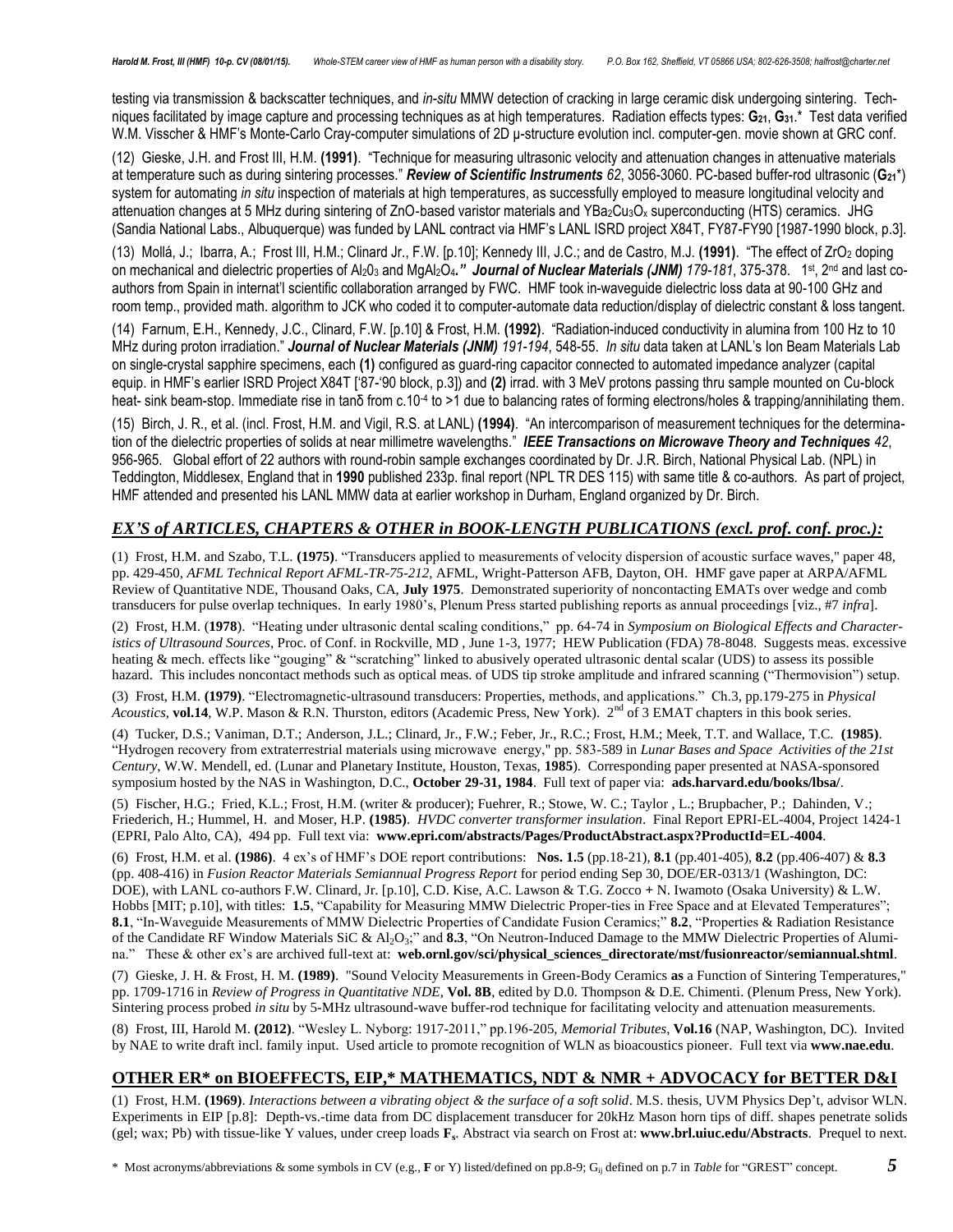testing via transmission & backscatter techniques, and *in-situ* MMW detection of cracking in large ceramic disk undergoing sintering. Techniques facilitated by image capture and processing techniques as at high temperatures. Radiation effects types: **$G_{21}$**, **$G_{31}$**.* Test data verified W.M. Visscher & HMF's Monte-Carlo Cray-computer simulations of 2D μ-structure evolution incl. computer-gen. movie shown at GRC conf.

(12) Gieske, J.H. and Frost III, H.M. **(1991)**. "Technique for measuring ultrasonic velocity and attenuation changes in attenuative materials at temperature such as during sintering processes." ***Review of Scientific Instruments*** *62*, 3056-3060. PC-based buffer-rod ultrasonic (**$G_{21}$***) system for automating *in situ* inspection of materials at high temperatures, as successfully employed to measure longitudinal velocity and attenuation changes at 5 MHz during sintering of ZnO-based varistor materials and $YBa_2Cu_3O_x$ superconducting (HTS) ceramics. JHG (Sandia National Labs., Albuquerque) was funded by LANL contract via HMF's LANL ISRD project X84T, FY87-FY90 [1987-1990 block, p.3].

(13) Mollá, J.; Ibarra, A.; Frost III, H.M.; Clinard Jr., F.W. [p.10]; Kennedy III, J.C.; and de Castro, M.J. **(1991)**. "The effect of $ZrO_2$ doping on mechanical and dielectric properties of $Al_2O_3$ and $MgAl_2O_4$**."** ***Journal of Nuclear Materials (JNM)*** *179-181*, 375-378. 1st, 2nd and last co-authors from Spain in internat'l scientific collaboration arranged by FWC. HMF took in-waveguide dielectric loss data at 90-100 GHz and room temp., provided math. algorithm to JCK who coded it to computer-automate data reduction/display of dielectric constant & loss tangent.

(14) Farnum, E.H., Kennedy, J.C., Clinard, F.W. [p.10] & Frost, H.M. **(1992)**. "Radiation-induced conductivity in alumina from 100 Hz to 10 MHz during proton irradiation." ***Journal of Nuclear Materials (JNM)*** *191-194*, 548-55. *In situ* data taken at LANL's Ion Beam Materials Lab on single-crystal sapphire specimens, each **(1)** configured as guard-ring capacitor connected to automated impedance analyzer (capital equip. in HMF's earlier ISRD Project X84T ['87-'90 block, p.3]) and **(2)** irrad. with 3 MeV protons passing thru sample mounted on Cu-block heat- sink beam-stop. Immediate rise in tanδ from c.$10^{-4}$ to >1 due to balancing rates of forming electrons/holes & trapping/annihilating them.

(15) Birch, J. R., et al. (incl. Frost, H.M. and Vigil, R.S. at LANL) **(1994)**. "An intercomparison of measurement techniques for the determination of the dielectric properties of solids at near millimetre wavelengths." ***IEEE Transactions on Microwave Theory and Techniques*** *42*, 956-965. Global effort of 22 authors with round-robin sample exchanges coordinated by Dr. J.R. Birch, National Physical Lab. (NPL) in Teddington, Middlesex, England that in **1990** published 233p. final report (NPL TR DES 115) with same title & co-authors. As part of project, HMF attended and presented his LANL MMW data at earlier workshop in Durham, England organized by Dr. Birch.

## *EX'S of ARTICLES, CHAPTERS & OTHER in BOOK-LENGTH PUBLICATIONS (excl. prof. conf. proc.):*

(1) Frost, H.M. and Szabo, T.L. **(1975)**. "Transducers applied to measurements of velocity dispersion of acoustic surface waves," paper 48, pp. 429-450, *AFML Technical Report AFML-TR-75-212*, AFML, Wright-Patterson AFB, Dayton, OH. HMF gave paper at ARPA/AFML Review of Quantitative NDE, Thousand Oaks, CA, **July 1975**. Demonstrated superiority of noncontacting EMATs over wedge and comb transducers for pulse overlap techniques. In early 1980's, Plenum Press started publishing reports as annual proceedings [viz., #7 *infra*].

(2) Frost, H.M. (**1978**). "Heating under ultrasonic dental scaling conditions," pp. 64-74 in *Symposium on Biological Effects and Characteristics of Ultrasound Sources*, Proc. of Conf. in Rockville, MD , June 1-3, 1977; HEW Publication (FDA) 78-8048. Suggests meas. excessive heating & mech. effects like "gouging" & "scratching" linked to abusively operated ultrasonic dental scalar (UDS) to assess its possible hazard. This includes noncontact methods such as optical meas. of UDS tip stroke amplitude and infrared scanning ("Thermovision") setup.

(3) Frost, H.M. **(1979)**. "Electromagnetic-ultrasound transducers: Properties, methods, and applications." Ch.3, pp.179-275 in *Physical Acoustics*, **vol.14**, W.P. Mason & R.N. Thurston, editors (Academic Press, New York). 2nd of 3 EMAT chapters in this book series.

(4) Tucker, D.S.; Vaniman, D.T.; Anderson, J.L.; Clinard, Jr., F.W.; Feber, Jr., R.C.; Frost, H.M.; Meek, T.T. and Wallace, T.C. **(1985)**. "Hydrogen recovery from extraterrestrial materials using microwave energy," pp. 583-589 in *Lunar Bases and Space Activities of the 21st Century*, W.W. Mendell, ed. (Lunar and Planetary Institute, Houston, Texas, **1985**). Corresponding paper presented at NASA-sponsored symposium hosted by the NAS in Washington, D.C., **October 29-31, 1984**. Full text of paper via: **ads.harvard.edu/books/lbsa/**.

(5) Fischer, H.G.; Fried, K.L.; Frost, H.M. (writer & producer); Fuehrer, R.; Stowe, W. C.; Taylor , L.; Brupbacher, P.; Dahinden, V.; Friederich, H.; Hummel, H. and Moser, H.P. **(1985)**. *HVDC converter transformer insulation*. Final Report EPRI-EL-4004, Project 1424-1 (EPRI, Palo Alto, CA), 494 pp. Full text via: **www.epri.com/abstracts/Pages/ProductAbstract.aspx?ProductId=EL-4004**.

(6) Frost, H.M. et al. **(1986)**. 4 ex's of HMF's DOE report contributions: **Nos. 1.5** (pp.18-21), **8.1** (pp.401-405), **8.2** (pp.406-407) & **8.3** (pp. 408-416) in *Fusion Reactor Materials Semiannual Progress Report* for period ending Sep 30, DOE/ER-0313/1 (Washington, DC: DOE), with LANL co-authors F.W. Clinard, Jr. [p.10], C.D. Kise, A.C. Lawson & T.G. Zocco **+** N. Iwamoto (Osaka University) & L.W. Hobbs [MIT; p.10], with titles: **1.5**, "Capability for Measuring MMW Dielectric Proper-ties in Free Space and at Elevated Temperatures"; **8.1**, "In-Waveguide Measurements of MMW Dielectric Properties of Candidate Fusion Ceramics;" **8.2**, "Properties & Radiation Resistance of the Candidate RF Window Materials SiC & $Al_2O_3$;" and **8.3**, "On Neutron-Induced Damage to the MMW Dielectric Properties of Alumina." These & other ex's are archived full-text at: **web.ornl.gov/sci/physical_sciences_directorate/mst/fusionreactor/semiannual.shtml**.

(7) Gieske, J. H. & Frost, H. M. **(1989)**. "Sound Velocity Measurements in Green-Body Ceramics **as** a Function of Sintering Temperatures," pp. 1709-1716 in *Review of Progress in Quantitative NDE*, **Vol. 8B**, edited by D.0. Thompson & D.E. Chimenti. (Plenum Press, New York). Sintering process probed *in situ* by 5-MHz ultrasound-wave buffer-rod technique for facilitating velocity and attenuation measurements.

(8) Frost, III, Harold M. **(2012)**. "Wesley L. Nyborg: 1917-2011," pp.196-205, *Memorial Tributes*, **Vol.16** (NAP, Washington, DC). Invited by NAE to write draft incl. family input. Used article to promote recognition of WLN as bioacoustics pioneer. Full text via **www.nae.edu**.

## OTHER ER* on BIOEFFECTS, EIP,* MATHEMATICS, NDT & NMR + ADVOCACY for BETTER D&I

(1) Frost, H.M. **(1969)**. *Interactions between a vibrating object & the surface of a soft solid*. M.S. thesis, UVM Physics Dep't, advisor WLN. Experiments in EIP [p.8]: Depth-vs.-time data from DC displacement transducer for 20kHz Mason horn tips of diff. shapes penetrate solids (gel; wax; Pb) with tissue-like Y values, under creep loads **$F_s$**. Abstract via search on Frost at: **www.brl.uiuc.edu/Abstracts**. Prequel to next.

\* Most acronyms/abbreviations & some symbols in CV (e.g., **F** or Y) listed/defined on pp.8-9; $G_{ij}$ defined on p.7 in *Table* for "GREST" concept.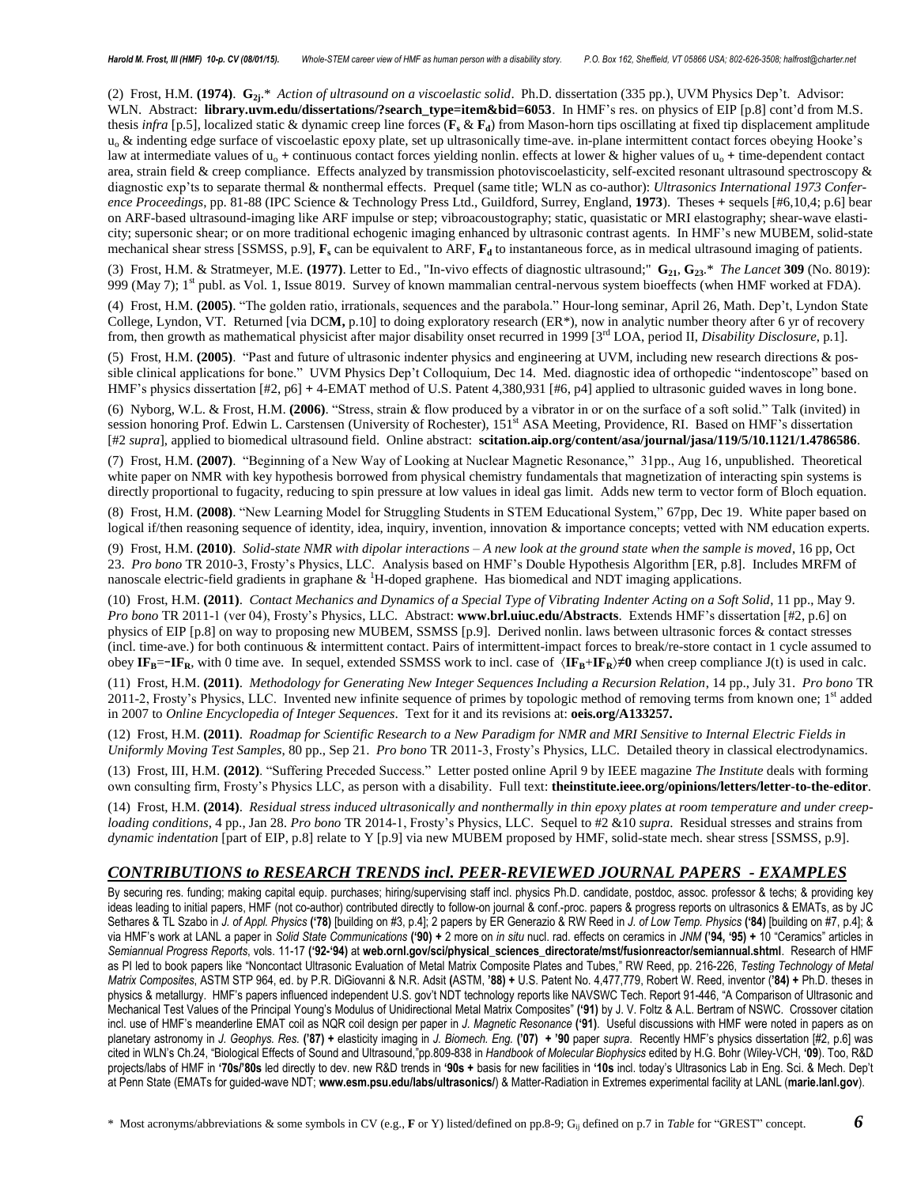(2) Frost, H.M. **(1974)**. **$G_{2j}$**.* *Action of ultrasound on a viscoelastic solid*. Ph.D. dissertation (335 pp.), UVM Physics Dep't. Advisor: WLN. Abstract: **library.uvm.edu/dissertations/?search_type=item&bid=6053**. In HMF's res. on physics of EIP [p.8] cont'd from M.S. thesis *infra* [p.5], localized static & dynamic creep line forces (**$F_s$** & **$F_d$**) from Mason-horn tips oscillating at fixed tip displacement amplitude $u_o$ & indenting edge surface of viscoelastic epoxy plate, set up ultrasonically time-ave. in-plane intermittent contact forces obeying Hooke's law at intermediate values of $u_o$ + continuous contact forces yielding nonlin. effects at lower & higher values of $u_o$ + time-dependent contact area, strain field & creep compliance. Effects analyzed by transmission photoviscoelasticity, self-excited resonant ultrasound spectroscopy & diagnostic exp'ts to separate thermal & nonthermal effects. Prequel (same title; WLN as co-author): *Ultrasonics International 1973 Conference Proceedings*, pp. 81-88 (IPC Science & Technology Press Ltd., Guildford, Surrey, England, **1973**). Theses + sequels [#6,10,4; p.6] bear on ARF-based ultrasound-imaging like ARF impulse or step; vibroacoustography; static, quasistatic or MRI elastography; shear-wave elasticity; supersonic shear; or on more traditional echogenic imaging enhanced by ultrasonic contrast agents. In HMF's new MUBEM, solid-state mechanical shear stress [SSMSS, p.9], **$F_s$** can be equivalent to ARF, **$F_d$** to instantaneous force, as in medical ultrasound imaging of patients.

(3) Frost, H.M. & Stratmeyer, M.E. **(1977)**. Letter to Ed., "In-vivo effects of diagnostic ultrasound;" **$G_{21}$**, **$G_{23}$**.* *The Lancet* **309** (No. 8019): 999 (May 7); 1st publ. as Vol. 1, Issue 8019. Survey of known mammalian central-nervous system bioeffects (when HMF worked at FDA).

(4) Frost, H.M. **(2005)**. "The golden ratio, irrationals, sequences and the parabola." Hour-long seminar, April 26, Math. Dep't, Lyndon State College, Lyndon, VT. Returned [via DC**M,** p.10] to doing exploratory research (ER*), now in analytic number theory after 6 yr of recovery from, then growth as mathematical physicist after major disability onset recurred in 1999 [3rd LOA, period II, *Disability Disclosure*, p.1].

(5) Frost, H.M. **(2005)**. "Past and future of ultrasonic indenter physics and engineering at UVM, including new research directions & possible clinical applications for bone." UVM Physics Dep't Colloquium, Dec 14. Med. diagnostic idea of orthopedic "indentoscope" based on HMF's physics dissertation [#2, p6] + 4-EMAT method of U.S. Patent 4,380,931 [#6, p4] applied to ultrasonic guided waves in long bone.

(6) Nyborg, W.L. & Frost, H.M. **(2006)**. "Stress, strain & flow produced by a vibrator in or on the surface of a soft solid." Talk (invited) in session honoring Prof. Edwin L. Carstensen (University of Rochester), 151st ASA Meeting, Providence, RI. Based on HMF's dissertation [#2 *supra*], applied to biomedical ultrasound field. Online abstract: **scitation.aip.org/content/asa/journal/jasa/119/5/10.1121/1.4786586**.

(7) Frost, H.M. **(2007)**. "Beginning of a New Way of Looking at Nuclear Magnetic Resonance," 31pp., Aug 16, unpublished. Theoretical white paper on NMR with key hypothesis borrowed from physical chemistry fundamentals that magnetization of interacting spin systems is directly proportional to fugacity, reducing to spin pressure at low values in ideal gas limit. Adds new term to vector form of Bloch equation.

(8) Frost, H.M. **(2008)**. "New Learning Model for Struggling Students in STEM Educational System," 67pp, Dec 19. White paper based on logical if/then reasoning sequence of identity, idea, inquiry, invention, innovation & importance concepts; vetted with NM education experts.

(9) Frost, H.M. **(2010)**. *Solid-state NMR with dipolar interactions – A new look at the ground state when the sample is moved*, 16 pp, Oct 23. *Pro bono* TR 2010-3, Frosty's Physics, LLC. Analysis based on HMF's Double Hypothesis Algorithm [ER, p.8]. Includes MRFM of nanoscale electric-field gradients in graphane & $^{1}$H-doped graphene. Has biomedical and NDT imaging applications.

(10) Frost, H.M. **(2011)**. *Contact Mechanics and Dynamics of a Special Type of Vibrating Indenter Acting on a Soft Solid*, 11 pp., May 9. *Pro bono* TR 2011-1 (ver 04), Frosty's Physics, LLC. Abstract: **www.brl.uiuc.edu/Abstracts**. Extends HMF's dissertation [#2, p.6] on physics of EIP [p.8] on way to proposing new MUBEM, SSMSS [p.9]. Derived nonlin. laws between ultrasonic forces & contact stresses (incl. time-ave.) for both continuous & intermittent contact. Pairs of intermittent-impact forces to break/re-store contact in 1 cycle assumed to obey **$IF_B$=−$IF_R$**, with 0 time ave. In sequel, extended SSMSS work to incl. case of $\langle \mathbf{IF_B}+\mathbf{IF_R}\rangle \neq \mathbf{0}$ when creep compliance J(t) is used in calc.

(11) Frost, H.M. **(2011)**. *Methodology for Generating New Integer Sequences Including a Recursion Relation*, 14 pp., July 31. *Pro bono* TR 2011-2, Frosty's Physics, LLC. Invented new infinite sequence of primes by topologic method of removing terms from known one; 1st added in 2007 to *Online Encyclopedia of Integer Sequences*. Text for it and its revisions at: **oeis.org/A133257.**

(12) Frost, H.M. **(2011)**. *Roadmap for Scientific Research to a New Paradigm for NMR and MRI Sensitive to Internal Electric Fields in Uniformly Moving Test Samples*, 80 pp., Sep 21. *Pro bono* TR 2011-3, Frosty's Physics, LLC. Detailed theory in classical electrodynamics.

(13) Frost, III, H.M. **(2012)**. "Suffering Preceded Success." Letter posted online April 9 by IEEE magazine *The Institute* deals with forming own consulting firm, Frosty's Physics LLC, as person with a disability. Full text: **theinstitute.ieee.org/opinions/letters/letter-to-the-editor**.

(14) Frost, H.M. **(2014)**. *Residual stress induced ultrasonically and nonthermally in thin epoxy plates at room temperature and under creep-loading conditions*, 4 pp., Jan 28. *Pro bono* TR 2014-1, Frosty's Physics, LLC. Sequel to #2 &10 *supra*. Residual stresses and strains from *dynamic indentation* [part of EIP, p.8] relate to Y [p.9] via new MUBEM proposed by HMF, solid-state mech. shear stress [SSMSS, p.9].

## *CONTRIBUTIONS to RESEARCH TRENDS incl. PEER-REVIEWED JOURNAL PAPERS - EXAMPLES*

By securing res. funding; making capital equip. purchases; hiring/supervising staff incl. physics Ph.D. candidate, postdoc, assoc. professor & techs; & providing key ideas leading to initial papers, HMF (not co-author) contributed directly to follow-on journal & conf.-proc. papers & progress reports on ultrasonics & EMATs, as by JC Sethares & TL Szabo in *J. of Appl. Physics* **('78)** [building on #3, p.4]; 2 papers by ER Generazio & RW Reed in *J. of Low Temp. Physics* **('84)** [building on #7, p.4]; & via HMF's work at LANL a paper in *Solid State Communications* **('90)** + 2 more on *in situ* nucl. rad. effects on ceramics in *JNM* **('94, '95)** + 10 "Ceramics" articles in *Semiannual Progress Reports*, vols. 11-17 **('92-'94)** at **web.ornl.gov/sci/physical_sciences_directorate/mst/fusionreactor/semiannual.shtml**. Research of HMF as PI led to book papers like "Noncontact Ultrasonic Evaluation of Metal Matrix Composite Plates and Tubes," RW Reed, pp. 216-226, *Testing Technology of Metal Matrix Composites*, ASTM STP 964, ed. by P.R. DiGiovanni & N.R. Adsit **(**ASTM, **'88)** + U.S. Patent No. 4,477,779, Robert W. Reed, inventor **('84)** + Ph.D. theses in physics & metallurgy. HMF's papers influenced independent U.S. gov't NDT technology reports like NAVSWC Tech. Report 91-446, "A Comparison of Ultrasonic and Mechanical Test Values of the Principal Young's Modulus of Unidirectional Metal Matrix Composites" **('91)** by J. V. Foltz & A.L. Bertram of NSWC. Crossover citation incl. use of HMF's meanderline EMAT coil as NQR coil design per paper in *J. Magnetic Resonance* **('91)**. Useful discussions with HMF were noted in papers as on planetary astronomy in *J. Geophys. Res.* **('87)** + elasticity imaging in *J. Biomech. Eng.* **('07)** + **'90** paper *supra*. Recently HMF's physics dissertation [#2, p.6] was cited in WLN's Ch.24, "Biological Effects of Sound and Ultrasound,"pp.809-838 in *Handbook of Molecular Biophysics* edited by H.G. Bohr (Wiley-VCH, **'09**). Too, R&D projects/labs of HMF in **'70s/'80s** led directly to dev. new R&D trends in **'90s +** basis for new facilities in **'10s** incl. today's Ultrasonics Lab in Eng. Sci. & Mech. Dep't at Penn State (EMATs for guided-wave NDT; **www.esm.psu.edu/labs/ultrasonics/**) & Matter-Radiation in Extremes experimental facility at LANL (**marie.lanl.gov**).

\* Most acronyms/abbreviations & some symbols in CV (e.g., **F** or Y) listed/defined on pp.8-9; $G_{ij}$ defined on p.7 in *Table* for "GREST" concept.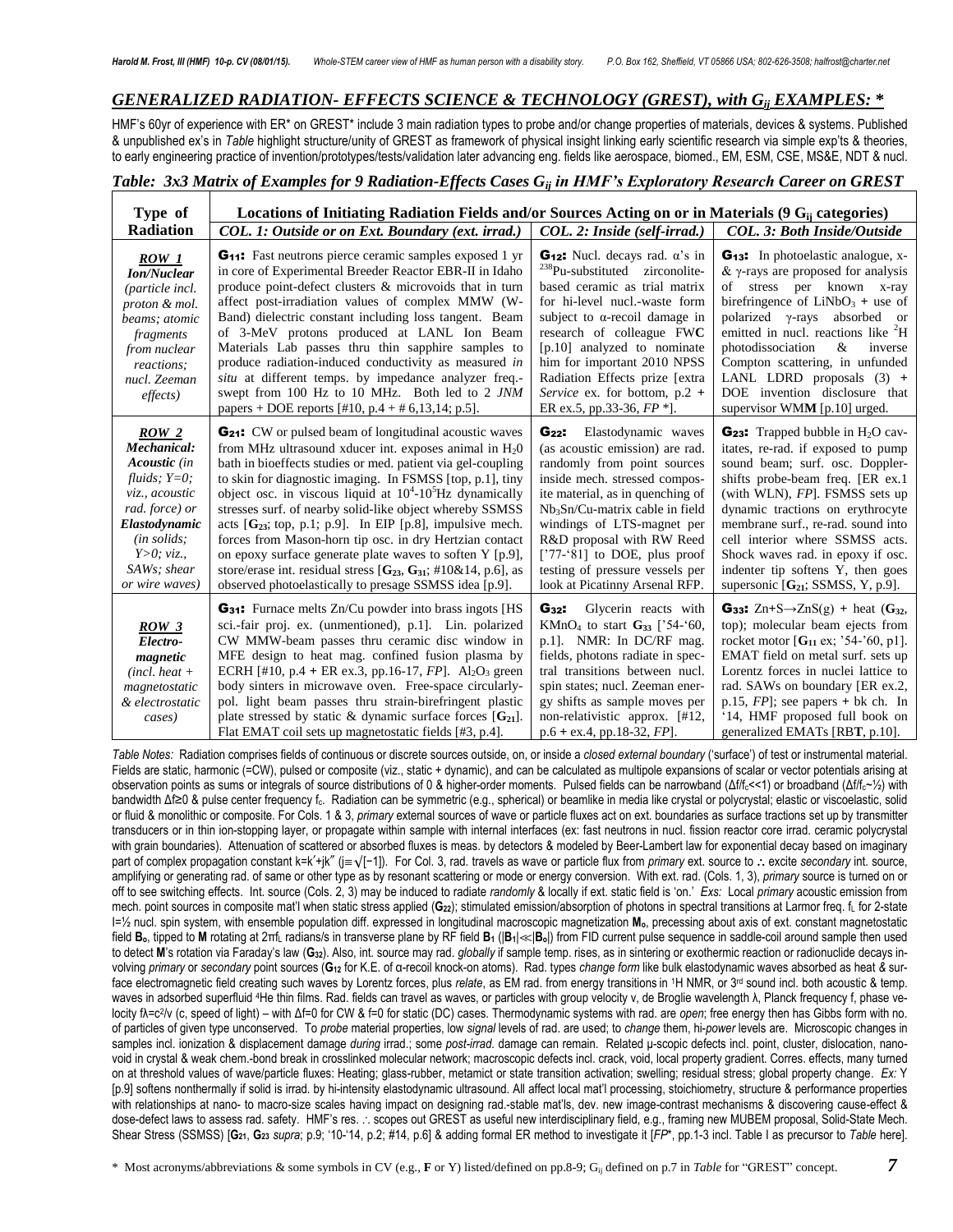## *GENERALIZED RADIATION- EFFECTS SCIENCE & TECHNOLOGY (GREST), with $G_{ij}$ EXAMPLES: **

HMF's 60yr of experience with ER* on GREST* include 3 main radiation types to probe and/or change properties of materials, devices & systems. Published & unpublished ex's in *Table* highlight structure/unity of GREST as framework of physical insight linking early scientific research via simple exp'ts & theories, to early engineering practice of invention/prototypes/tests/validation later advancing eng. fields like aerospace, biomed., EM, ESM, CSE, MS&E, NDT & nucl.

***Table: 3x3 Matrix of Examples for 9 Radiation-Effects Cases $G_{ij}$ in HMF's Exploratory Research Career on GREST***

| Type of Radiation | Locations of Initiating Radiation Fields and/or Sources Acting on or in Materials (9 $G_{ij}$ categories) | | |
|---|---|---|---|
| | ***COL. 1: Outside or on Ext. Boundary (ext. irrad.)*** | ***COL. 2: Inside (self-irrad.)*** | ***COL. 3: Both Inside/Outside*** |
| ***ROW 1*** ***Ion/Nuclear*** *(particle incl. proton & mol. beams; atomic fragments from nuclear reactions; nucl. Zeeman effects)* | **$G_{11}$:** Fast neutrons pierce ceramic samples exposed 1 yr in core of Experimental Breeder Reactor EBR-II in Idaho produce point-defect clusters & microvoids that in turn affect post-irradiation values of complex MMW (W-Band) dielectric constant including loss tangent. Beam of 3-MeV protons produced at LANL Ion Beam Materials Lab passes thru thin sapphire samples to produce radiation-induced conductivity as measured *in situ* at different temps. by impedance analyzer freq.-swept from 100 Hz to 10 MHz. Both led to 2 *JNM* papers + DOE reports [#10, p.4 + # 6,13,14; p.5]. | **$G_{12}$:** Nucl. decays rad. α's in $^{238}$Pu-substituted zirconolite-based ceramic as trial matrix for hi-level nucl.-waste form subject to α-recoil damage in research of colleague FW**C** [p.10] analyzed to nominate him for important 2010 NPSS Radiation Effects prize [extra *Service* ex. for bottom, p.2 + ER ex.5, pp.33-36, *FP* *]. | **$G_{13}$:** In photoelastic analogue, x- & γ-rays are proposed for analysis of stress per known x-ray birefringence of $LiNbO_3$ + use of polarized γ-rays absorbed or emitted in nucl. reactions like $^2$H photodissociation & inverse Compton scattering, in unfunded LANL LDRD proposals (3) + DOE invention disclosure that supervisor WM**M** [p.10] urged. |
| ***ROW 2*** ***Mechanical:*** ***Acoustic*** *(in fluids; Y=0; viz., acoustic rad. force) or* ***Elastodynamic*** *(in solids; Y>0; viz., SAWs; shear or wire waves)* | **$G_{21}$:** CW or pulsed beam of longitudinal acoustic waves from MHz ultrasound xducer int. exposes animal in $H_20$ bath in bioeffects studies or med. patient via gel-coupling to skin for diagnostic imaging. In FSMSS [top, p.1], tiny object osc. in viscous liquid at $10^4$-$10^5$Hz dynamically stresses surf. of nearby solid-like object whereby SSMSS acts [**$G_{23}$**; top, p.1; p.9]. In EIP [p.8], impulsive mech. forces from Mason-horn tip osc. in dry Hertzian contact on epoxy surface generate plate waves to soften Y [p.9], store/erase int. residual stress [**$G_{23}$**, **$G_{31}$**; #10&14, p.6], as observed photoelastically to presage SSMSS idea [p.9]. | **$G_{22}$:** Elastodynamic waves (as acoustic emission) are rad. randomly from point sources inside mech. stressed composite material, as in quenching of $Nb_3Sn$/Cu-matrix cable in field windings of LTS-magnet per R&D proposal with RW Reed ['77-'81] to DOE, plus proof testing of pressure vessels per look at Picatinny Arsenal RFP. | **$G_{23}$:** Trapped bubble in $H_2O$ cavitates, re-rad. if exposed to pump sound beam; surf. osc. Doppler-shifts probe-beam freq. [ER ex.1 (with WLN), *FP*]. FSMSS sets up dynamic tractions on erythrocyte membrane surf., re-rad. sound into cell interior where SSMSS acts. Shock waves rad. in epoxy if osc. indenter tip softens Y, then goes supersonic [**$G_{21}$**; SSMSS, Y, p.9]. |
| ***ROW 3*** ***Electro-magnetic*** *(incl. heat + magnetostatic & electrostatic cases)* | **$G_{31}$:** Furnace melts Zn/Cu powder into brass ingots [HS sci.-fair proj. ex. (unmentioned), p.1]. Lin. polarized CW MMW-beam passes thru ceramic disc window in MFE design to heat mag. confined fusion plasma by ECRH [#10, p.4 + ER ex.3, pp.16-17, *FP*]. $Al_2O_3$ green body sinters in microwave oven. Free-space circularly-pol. light beam passes thru strain-birefringent plastic plate stressed by static & dynamic surface forces [**$G_{21}$**]. Flat EMAT coil sets up magnetostatic fields [#3, p.4]. | **$G_{32}$:** Glycerin reacts with $KMnO_4$ to start **$G_{33}$** ['54-'60, p.1]. NMR: In DC/RF mag. fields, photons radiate in spectral transitions between nucl. spin states; nucl. Zeeman energy shifts as sample moves per non-relativistic approx. [#12, p.6 + ex.4, pp.18-32, *FP*]. | **$G_{33}$:** Zn+S→ZnS(g) + heat (**$G_{32}$**, top); molecular beam ejects from rocket motor [**$G_{11}$** ex; '54-'60, p1]. EMAT field on metal surf. sets up Lorentz forces in nuclei lattice to rad. SAWs on boundary [ER ex.2, p.15, *FP*]; see papers + bk ch. In '14, HMF proposed full book on generalized EMATs [RB**T**, p.10]. |

*Table Notes:* Radiation comprises fields of continuous or discrete sources outside, on, or inside a *closed external boundary* ('surface') of test or instrumental material. Fields are static, harmonic (=CW), pulsed or composite (viz., static + dynamic), and can be calculated as multipole expansions of scalar or vector potentials arising at observation points as sums or integrals of source distributions of 0 & higher-order moments. Pulsed fields can be narrowband ($\Delta f/f_c$<<1) or broadband ($\Delta f/f_c$~½) with bandwidth $\Delta f \geq 0$ & pulse center frequency $f_c$. Radiation can be symmetric (e.g., spherical) or beamlike in media like crystal or polycrystal; elastic or viscoelastic, solid or fluid & monolithic or composite. For Cols. 1 & 3, *primary* external sources of wave or particle fluxes act on ext. boundaries as surface tractions set up by transmitter transducers or in thin ion-stopping layer, or propagate within sample with internal interfaces (ex: fast neutrons in nucl. fission reactor core irrad. ceramic polycrystal with grain boundaries). Attenuation of scattered or absorbed fluxes is meas. by detectors & modeled by Beer-Lambert law for exponential decay based on imaginary part of complex propagation constant $k=k'+jk''$ ($j \equiv \sqrt{-1}$). For Col. 3, rad. travels as wave or particle flux from *primary* ext. source to ∴ excite *secondary* int. source, amplifying or generating rad. of same or other type as by resonant scattering or mode or energy conversion. With ext. rad. (Cols. 1, 3), *primary* source is turned on or off to see switching effects. Int. source (Cols. 2, 3) may be induced to radiate *randomly* & locally if ext. static field is 'on.' *Exs:* Local *primary* acoustic emission from mech. point sources in composite mat'l when static stress applied (**$G_{22}$**); stimulated emission/absorption of photons in spectral transitions at Larmor freq. $f_L$ for 2-state I=½ nucl. spin system, with ensemble population diff. expressed in longitudinal macroscopic magnetization $\mathbf{M_o}$, precessing about axis of ext. constant magnetostatic field $\mathbf{B_o}$, tipped to **M** rotating at $2\pi f_L$ radians/s in transverse plane by RF field $\mathbf{B_1}$ ($|\mathbf{B_1}| \ll |\mathbf{B_o}|$) from FID current pulse sequence in saddle-coil around sample then used to detect **M**'s rotation via Faraday's law (**$G_{32}$**). Also, int. source may rad. *globally* if sample temp. rises, as in sintering or exothermic reaction or radionuclide decays involving *primary* or *secondary* point sources (**$G_{12}$** for K.E. of α-recoil knock-on atoms). Rad. types *change form* like bulk elastodynamic waves absorbed as heat & surface electromagnetic field creating such waves by Lorentz forces, plus *relate*, as EM rad. from energy transitions in $^1$H NMR, or 3rd sound incl. both acoustic & temp. waves in adsorbed superfluid $^4$He thin films. Rad. fields can travel as waves, or particles with group velocity v, de Broglie wavelength λ, Planck frequency f, phase velocity $f\lambda = c^2/v$ (c, speed of light) – with Δf=0 for CW & f=0 for static (DC) cases. Thermodynamic systems with rad. are *open*; free energy then has Gibbs form with no. of particles of given type unconserved. To *probe* material properties, low *signal* levels of rad. are used; to *change* them, hi-*power* levels are. Microscopic changes in samples incl. ionization & displacement damage *during* irrad.; some *post-irrad.* damage can remain. Related μ-scopic defects incl. point, cluster, dislocation, nanovoid in crystal & weak chem.-bond break in crosslinked molecular network; macroscopic defects incl. crack, void, local property gradient. Corres. effects, many turned on at threshold values of wave/particle fluxes: Heating; glass-rubber, metamict or state transition activation; swelling; residual stress; global property change. *Ex:* Y [p.9] softens nonthermally if solid is irrad. by hi-intensity elastodynamic ultrasound. All affect local mat'l processing, stoichiometry, structure & performance properties with relationships at nano- to macro-size scales having impact on designing rad.-stable mat'ls, dev. new image-contrast mechanisms & discovering cause-effect & dose-defect laws to assess rad. safety. HMF's res. ∴ scopes out GREST as useful new interdisciplinary field, e.g., framing new MUBEM proposal, Solid-State Mech. Shear Stress (SSMSS) [**$G_{21}$**, **$G_{23}$** *supra*; p.9; '10-'14, p.2; #14, p.6] & adding formal ER method to investigate it [*FP**, pp.1-3 incl. Table I as precursor to *Table* here].

\* Most acronyms/abbreviations & some symbols in CV (e.g., **F** or Y) listed/defined on pp.8-9; $G_{ij}$ defined on p.7 in *Table* for "GREST" concept.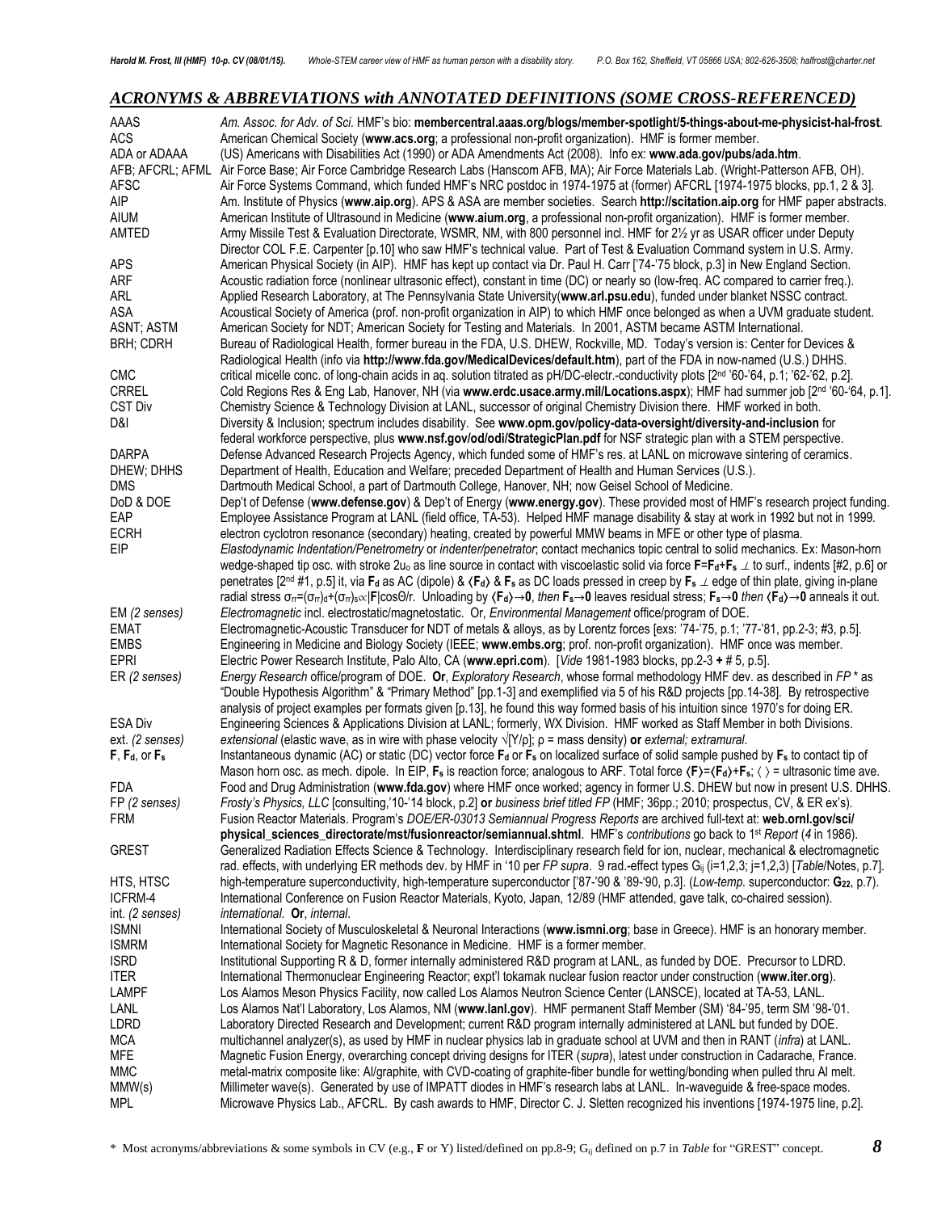## *ACRONYMS & ABBREVIATIONS with ANNOTATED DEFINITIONS (SOME CROSS-REFERENCED)*

| | |
|---|---|
| AAAS | *Am. Assoc. for Adv. of Sci.* HMF's bio: **membercentral.aaas.org/blogs/member-spotlight/5-things-about-me-physicist-hal-frost**. |
| ACS | American Chemical Society (**www.acs.org**; a professional non-profit organization). HMF is former member. |
| ADA or ADAAA | (US) Americans with Disabilities Act (1990) or ADA Amendments Act (2008). Info ex: **www.ada.gov/pubs/ada.htm**. |
| AFB; AFCRL; AFML | Air Force Base; Air Force Cambridge Research Labs (Hanscom AFB, MA); Air Force Materials Lab. (Wright-Patterson AFB, OH). |
| AFSC | Air Force Systems Command, which funded HMF's NRC postdoc in 1974-1975 at (former) AFCRL [1974-1975 blocks, pp.1, 2 & 3]. |
| AIP | Am. Institute of Physics (**www.aip.org**). APS & ASA are member societies. Search **http://scitation.aip.org** for HMF paper abstracts. |
| AIUM | American Institute of Ultrasound in Medicine (**www.aium.org**, a professional non-profit organization). HMF is former member. |
| AMTED | Army Missile Test & Evaluation Directorate, WSMR, NM, with 800 personnel incl. HMF for 2½ yr as USAR officer under Deputy Director COL F.E. Carpenter [p.10] who saw HMF's technical value. Part of Test & Evaluation Command system in U.S. Army. |
| APS | American Physical Society (in AIP). HMF has kept up contact via Dr. Paul H. Carr ['74-'75 block, p.3] in New England Section. |
| ARF | Acoustic radiation force (nonlinear ultrasonic effect), constant in time (DC) or nearly so (low-freq. AC compared to carrier freq.). |
| ARL | Applied Research Laboratory, at The Pennsylvania State University(**www.arl.psu.edu**), funded under blanket NSSC contract. |
| ASA | Acoustical Society of America (prof. non-profit organization in AIP) to which HMF once belonged as when a UVM graduate student. |
| ASNT; ASTM | American Society for NDT; American Society for Testing and Materials. In 2001, ASTM became ASTM International. |
| BRH; CDRH | Bureau of Radiological Health, former bureau in the FDA, U.S. DHEW, Rockville, MD. Today's version is: Center for Devices & Radiological Health (info via **http://www.fda.gov/MedicalDevices/default.htm**), part of the FDA in now-named (U.S.) DHHS. |
| CMC | critical micelle conc. of long-chain acids in aq. solution titrated as pH/DC-electr.-conductivity plots [2nd '60-'64, p.1; '62-'62, p.2]. |
| CRREL | Cold Regions Res & Eng Lab, Hanover, NH (via **www.erdc.usace.army.mil/Locations.aspx**); HMF had summer job [2nd '60-'64, p.1]. |
| CST Div | Chemistry Science & Technology Division at LANL, successor of original Chemistry Division there. HMF worked in both. |
| D&I | Diversity & Inclusion; spectrum includes disability. See **www.opm.gov/policy-data-oversight/diversity-and-inclusion** for federal workforce perspective, plus **www.nsf.gov/od/odi/StrategicPlan.pdf** for NSF strategic plan with a STEM perspective. |
| DARPA | Defense Advanced Research Projects Agency, which funded some of HMF's res. at LANL on microwave sintering of ceramics. |
| DHEW; DHHS | Department of Health, Education and Welfare; preceded Department of Health and Human Services (U.S.). |
| DMS | Dartmouth Medical School, a part of Dartmouth College, Hanover, NH; now Geisel School of Medicine. |
| DoD & DOE | Dep't of Defense (**www.defense.gov**) & Dep't of Energy (**www.energy.gov**). These provided most of HMF's research project funding. |
| EAP | Employee Assistance Program at LANL (field office, TA-53). Helped HMF manage disability & stay at work in 1992 but not in 1999. |
| ECRH | electron cyclotron resonance (secondary) heating, created by powerful MMW beams in MFE or other type of plasma. |
| EIP | *Elastodynamic Indentation/Penetrometry* or *indenter/penetrator*; contact mechanics topic central to solid mechanics. Ex: Mason-horn wedge-shaped tip osc. with stroke $2u_o$ as line source in contact with viscoelastic solid via force $\mathbf{F}=\mathbf{F_d}+\mathbf{F_s} \perp$ to surf., indents [#2, p.6] or penetrates [2nd #1, p.5] it, via $\mathbf{F_d}$ as AC (dipole) & $\langle\mathbf{F_d}\rangle$ & $\mathbf{F_s}$ as DC loads pressed in creep by $\mathbf{F_s} \perp$ edge of thin plate, giving in-plane radial stress $\sigma_{rr}=(\sigma_{rr})_d+(\sigma_{rr})_s \propto \lvert\mathbf{F}\rvert\cos\Theta/r$. Unloading by $\langle\mathbf{F_d}\rangle\rightarrow\mathbf{0}$, *then* $\mathbf{F_s}\rightarrow\mathbf{0}$ leaves residual stress; $\mathbf{F_s}\rightarrow\mathbf{0}$ *then* $\langle\mathbf{F_d}\rangle\rightarrow\mathbf{0}$ anneals it out. |
| EM *(2 senses)* | *Electromagnetic* incl. electrostatic/magnetostatic. Or, *Environmental Management* office/program of DOE. |
| EMAT | Electromagnetic-Acoustic Transducer for NDT of metals & alloys, as by Lorentz forces [exs: '74-'75, p.1; '77-'81, pp.2-3; #3, p.5]. |
| EMBS | Engineering in Medicine and Biology Society (IEEE; **www.embs.org**; prof. non-profit organization). HMF once was member. |
| EPRI | Electric Power Research Institute, Palo Alto, CA (**www.epri.com**). [*Vide* 1981-1983 blocks, pp.2-3 + # 5, p.5]. |
| ER *(2 senses)* | *Energy Research* office/program of DOE. **Or**, *Exploratory Research*, whose formal methodology HMF dev. as described in *FP* * as "Double Hypothesis Algorithm" & "Primary Method" [pp.1-3] and exemplified via 5 of his R&D projects [pp.14-38]. By retrospective analysis of project examples per formats given [p.13], he found this way formed basis of his intuition since 1970's for doing ER. |
| ESA Div | Engineering Sciences & Applications Division at LANL; formerly, WX Division. HMF worked as Staff Member in both Divisions. |
| ext. *(2 senses)* | *extensional* (elastic wave, as in wire with phase velocity $\sqrt{[Y/\rho]}$; ρ = mass density) **or** *external; extramural*. |
| $\mathbf{F}$, $\mathbf{F_d}$, or $\mathbf{F_s}$ | Instantaneous dynamic (AC) or static (DC) vector force $\mathbf{F_d}$ or $\mathbf{F_s}$ on localized surface of solid sample pushed by $\mathbf{F_s}$ to contact tip of Mason horn osc. as mech. dipole. In EIP, $\mathbf{F_s}$ is reaction force; analogous to ARF. Total force $\langle\mathbf{F}\rangle=\langle\mathbf{F_d}\rangle+\mathbf{F_s}$; $\langle\ \rangle$ = ultrasonic time ave. |
| FDA | Food and Drug Administration (**www.fda.gov**) where HMF once worked; agency in former U.S. DHEW but now in present U.S. DHHS. |
| FP *(2 senses)* | *Frosty's Physics, LLC* [consulting,'10-'14 block, p.2] **or** *business brief titled FP* (HMF; 36pp.; 2010; prospectus, CV, & ER ex's). |
| FRM | Fusion Reactor Materials. Program's *DOE/ER-03013 Semiannual Progress Reports* are archived full-text at: **web.ornl.gov/sci/physical_sciences_directorate/mst/fusionreactor/semiannual.shtml**. HMF's *contributions* go back to 1st *Report (4* in 1986). |
| GREST | Generalized Radiation Effects Science & Technology. Interdisciplinary research field for ion, nuclear, mechanical & electromagnetic rad. effects, with underlying ER methods dev. by HMF in '10 per *FP supra*. 9 rad.-effect types $G_{ij}$ (i=1,2,3; j=1,2,3) [*Table*/Notes, p.7]. |
| HTS, HTSC | high-temperature superconductivity, high-temperature superconductor ['87-'90 & '89-'90, p.3]. (*Low-temp.* superconductor: $\mathbf{G_{22}}$, p.7). |
| ICFRM-4 | International Conference on Fusion Reactor Materials, Kyoto, Japan, 12/89 (HMF attended, gave talk, co-chaired session). |
| int. *(2 senses)* | *international*. **Or**, *internal*. |
| ISMNI | International Society of Musculoskeletal & Neuronal Interactions (**www.ismni.org**; base in Greece). HMF is an honorary member. |
| ISMRM | International Society for Magnetic Resonance in Medicine. HMF is a former member. |
| ISRD | Institutional Supporting R & D, former internally administered R&D program at LANL, as funded by DOE. Precursor to LDRD. |
| ITER | International Thermonuclear Engineering Reactor; expt'l tokamak nuclear fusion reactor under construction (**www.iter.org**). |
| LAMPF | Los Alamos Meson Physics Facility, now called Los Alamos Neutron Science Center (LANSCE), located at TA-53, LANL. |
| LANL | Los Alamos Nat'l Laboratory, Los Alamos, NM (**www.lanl.gov**). HMF permanent Staff Member (SM) '84-'95, term SM '98-'01. |
| LDRD | Laboratory Directed Research and Development; current R&D program internally administered at LANL but funded by DOE. |
| MCA | multichannel analyzer(s), as used by HMF in nuclear physics lab in graduate school at UVM and then in RANT (*infra*) at LANL. |
| MFE | Magnetic Fusion Energy, overarching concept driving designs for ITER (*supra*), latest under construction in Cadarache, France. |
| MMC | metal-matrix composite like: Al/graphite, with CVD-coating of graphite-fiber bundle for wetting/bonding when pulled thru Al melt. |
| MMW(s) | Millimeter wave(s). Generated by use of IMPATT diodes in HMF's research labs at LANL. In-waveguide & free-space modes. |
| MPL | Microwave Physics Lab., AFCRL. By cash awards to HMF, Director C. J. Sletten recognized his inventions [1974-1975 line, p.2]. |

\* Most acronyms/abbreviations & some symbols in CV (e.g., **F** or Y) listed/defined on pp.8-9; $G_{ij}$ defined on p.7 in *Table* for "GREST" concept.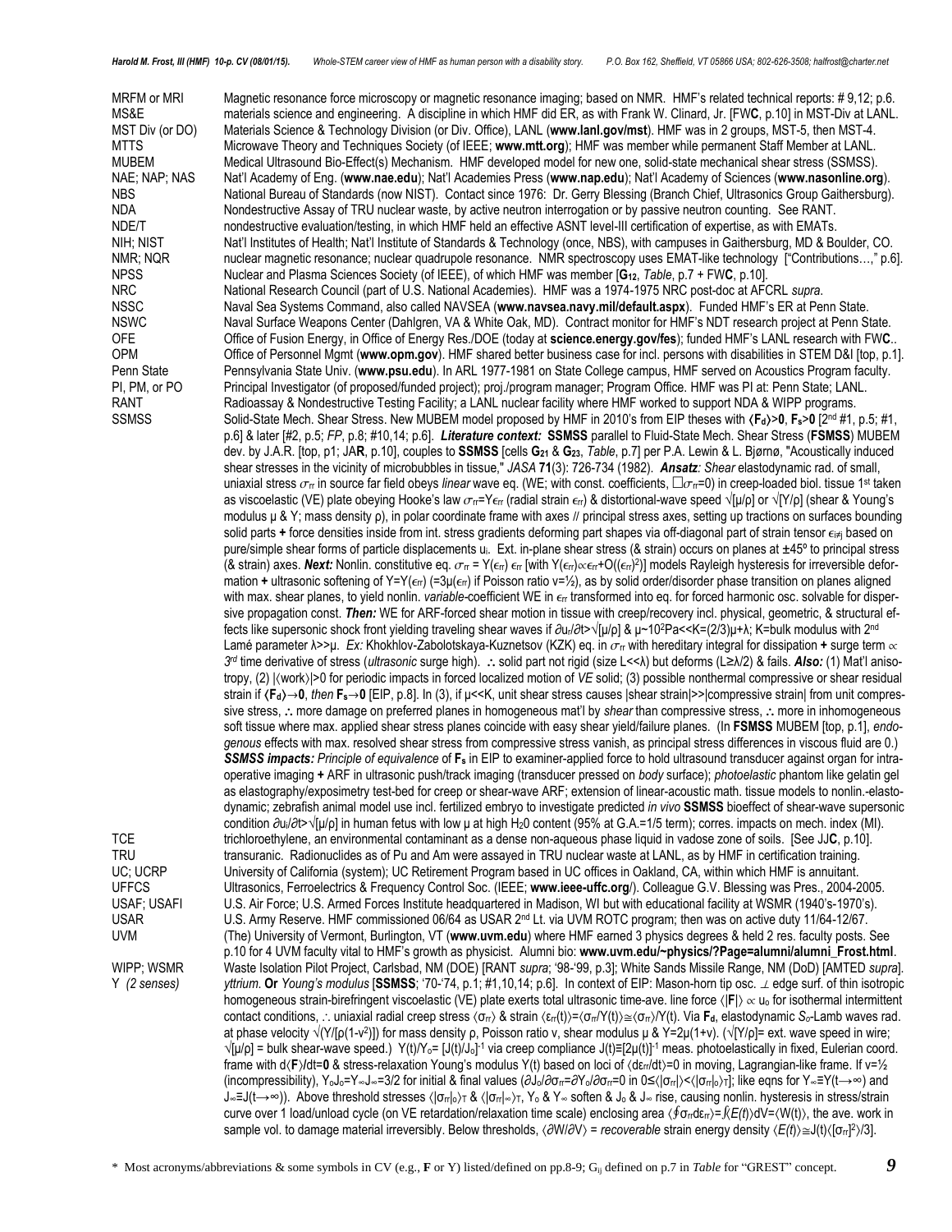| | |
|---|---|
| MRFM or MRI | Magnetic resonance force microscopy or magnetic resonance imaging; based on NMR. HMF's related technical reports: # 9,12; p.6. |
| MS&E | materials science and engineering. A discipline in which HMF did ER, as with Frank W. Clinard, Jr. [FW**C**, p.10] in MST-Div at LANL. |
| MST Div (or DO) | Materials Science & Technology Division (or Div. Office), LANL (**www.lanl.gov/mst**). HMF was in 2 groups, MST-5, then MST-4. |
| MTTS | Microwave Theory and Techniques Society (of IEEE; **www.mtt.org**); HMF was member while permanent Staff Member at LANL. |
| MUBEM | Medical Ultrasound Bio-Effect(s) Mechanism. HMF developed model for new one, solid-state mechanical shear stress (SSMSS). |
| NAE; NAP; NAS | Nat'l Academy of Eng. (**www.nae.edu**); Nat'l Academies Press (**www.nap.edu**); Nat'l Academy of Sciences (**www.nasonline.org**). |
| NBS | National Bureau of Standards (now NIST). Contact since 1976: Dr. Gerry Blessing (Branch Chief, Ultrasonics Group Gaithersburg). |
| NDA | Nondestructive Assay of TRU nuclear waste, by active neutron interrogation or by passive neutron counting. See RANT. |
| NDE/T | nondestructive evaluation/testing, in which HMF held an effective ASNT level-III certification of expertise, as with EMATs. |
| NIH; NIST | Nat'l Institutes of Health; Nat'l Institute of Standards & Technology (once, NBS), with campuses in Gaithersburg, MD & Boulder, CO. |
| NMR; NQR | nuclear magnetic resonance; nuclear quadrupole resonance. NMR spectroscopy uses EMAT-like technology ["Contributions…," p.6]. |
| NPSS | Nuclear and Plasma Sciences Society (of IEEE), of which HMF was member [$\mathbf{G_{12}}$, *Table*, p.7 + FW**C**, p.10]. |
| NRC | National Research Council (part of U.S. National Academies). HMF was a 1974-1975 NRC post-doc at AFCRL *supra*. |
| NSSC | Naval Sea Systems Command, also called NAVSEA (**www.navsea.navy.mil/default.aspx**). Funded HMF's ER at Penn State. |
| NSWC | Naval Surface Weapons Center (Dahlgren, VA & White Oak, MD). Contract monitor for HMF's NDT research project at Penn State. |
| OFE | Office of Fusion Energy, in Office of Energy Res./DOE (today at **science.energy.gov/fes**); funded HMF's LANL research with FW**C**.. |
| OPM | Office of Personnel Mgmt (**www.opm.gov**). HMF shared better business case for incl. persons with disabilities in STEM D&I [top, p.1]. |
| Penn State | Pennsylvania State Univ. (**www.psu.edu**). In ARL 1977-1981 on State College campus, HMF served on Acoustics Program faculty. |
| PI, PM, or PO | Principal Investigator (of proposed/funded project); proj./program manager; Program Office. HMF was PI at: Penn State; LANL. |
| RANT | Radioassay & Nondestructive Testing Facility; a LANL nuclear facility where HMF worked to support NDA & WIPP programs. |
| SSMSS | Solid-State Mech. Shear Stress. New MUBEM model proposed by HMF in 2010's from EIP theses with $\langle \mathbf{F_d} \rangle > \mathbf{0}$, $\mathbf{F_s} > \mathbf{0}$ [2nd #1, p.5; #1, p.6] & later [#2, p.5; *FP*, p.8; #10,14; p.6]. ***Literature context:*** **SSMSS** parallel to Fluid-State Mech. Shear Stress (**FSMSS**) MUBEM dev. by J.A.R. [top, p1; JA**R**, p.10], couples to **SSMSS** [cells $\mathbf{G_{21}}$ & $\mathbf{G_{23}}$, *Table*, p.7] per P.A. Lewin & L. Bjørnø, "Acoustically induced shear stresses in the vicinity of microbubbles in tissue," *JASA* **71**(3): 726-734 (1982). ***Ansatz**: Shear* elastodynamic rad. of small, uniaxial stress $\sigma_{rr}$ in source far field obeys *linear* wave eq. (WE; with const. coefficients, $\Box\sigma_{rr}=0$) in creep-loaded biol. tissue 1st taken as viscoelastic (VE) plate obeying Hooke's law $\sigma_{rr}=Y\epsilon_{rr}$ (radial strain $\epsilon_{rr}$) & distortional-wave speed $\sqrt{[\mu/\rho]}$ or $\sqrt{[Y/\rho]}$ (shear & Young's modulus μ & Y; mass density ρ), in polar coordinate frame with axes // principal stress axes, setting up tractions on surfaces bounding solid parts **+** force densities inside from int. stress gradients deforming part shapes via off-diagonal part of strain tensor $\epsilon_{i\neq j}$ based on pure/simple shear forms of particle displacements $u_i$. Ext. in-plane shear stress (& strain) occurs on planes at ±45º to principal stress (& strain) axes. ***Next:*** Nonlin. constitutive eq. $\sigma_{rr} = Y(\epsilon_{rr})\,\epsilon_{rr}$ [with $Y(\epsilon_{rr})\propto\epsilon_{rr}+O((\epsilon_{rr})^2)$] models Rayleigh hysteresis for irreversible deformation **+** ultrasonic softening of $Y=Y(\epsilon_{rr})$ ($=3\mu(\epsilon_{rr})$ if Poisson ratio ν=½), as by solid order/disorder phase transition on planes aligned with max. shear planes, to yield nonlin. *variable*-coefficient WE in $\epsilon_{rr}$ transformed into eq. for forced harmonic osc. solvable for dispersive propagation const. ***Then:*** WE for ARF-forced shear motion in tissue with creep/recovery incl. physical, geometric, & structural effects like supersonic shock front yielding traveling shear waves if $\partial u_r/\partial t > \sqrt{[\mu/\rho]}$ & $\mu\sim10^2$Pa<<K=(2/3)μ+λ; K=bulk modulus with 2nd Lamé parameter λ>>μ. *Ex:* Khokhlov-Zabolotskaya-Kuznetsov (KZK) eq. in $\sigma_{rr}$ with hereditary integral for dissipation **+** surge term ∝ *3rd* time derivative of stress (*ultrasonic* surge high). ∴ solid part not rigid (size L<<λ) but deforms (L≥λ/2) & fails. ***Also:*** (1) Mat'l anisotropy, (2) $\lvert\langle work\rangle\rvert>0$ for periodic impacts in forced localized motion of *VE* solid; (3) possible nonthermal compressive or shear residual strain if $\langle \mathbf{F_d}\rangle\rightarrow\mathbf{0}$, *then* $\mathbf{F_s}\rightarrow\mathbf{0}$ [EIP, p.8]. In (3), if μ<<K, unit shear stress causes \|shear strain\|>>\|compressive strain\| from unit compressive stress, ∴ more damage on preferred planes in homogeneous mat'l by *shear* than compressive stress, ∴ more in inhomogeneous soft tissue where max. applied shear stress planes coincide with easy shear yield/failure planes. (In **FSMSS** MUBEM [top, p.1], *endogenous* effects with max. resolved shear stress from compressive stress vanish, as principal stress differences in viscous fluid are 0.) ***SSMSS impacts:*** *Principle of equivalence* of $\mathbf{F_s}$ in EIP to examiner-applied force to hold ultrasound transducer against organ for intraoperative imaging **+** ARF in ultrasonic push/track imaging (transducer pressed on *body* surface); *photoelastic* phantom like gelatin gel as elastography/exposimetry test-bed for creep or shear-wave ARF; extension of linear-acoustic math. tissue models to nonlin.-elastodynamic; zebrafish animal model use incl. fertilized embryo to investigate predicted *in vivo* **SSMSS** bioeffect of shear-wave supersonic condition $\partial u_i/\partial t > \sqrt{[\mu/\rho]}$ in human fetus with low μ at high $H_2O$ content (95% at G.A.=1/5 term); corres. impacts on mech. index (MI). |
| TCE | trichloroethylene, an environmental contaminant as a dense non-aqueous phase liquid in vadose zone of soils. [See JJ**C**, p.10]. |
| TRU | transuranic. Radionuclides as of Pu and Am were assayed in TRU nuclear waste at LANL, as by HMF in certification training. |
| UC; UCRP | University of California (system); UC Retirement Program based in UC offices in Oakland, CA, within which HMF is annuitant. |
| UFFCS | Ultrasonics, Ferroelectrics & Frequency Control Soc. (IEEE; **www.ieee-uffc.org**/). Colleague G.V. Blessing was Pres., 2004-2005. |
| USAF; USAFI | U.S. Air Force; U.S. Armed Forces Institute headquartered in Madison, WI but with educational facility at WSMR (1940's-1970's). |
| USAR | U.S. Army Reserve. HMF commissioned 06/64 as USAR 2nd Lt. via UVM ROTC program; then was on active duty 11/64-12/67. |
| UVM | (The) University of Vermont, Burlington, VT (**www.uvm.edu**) where HMF earned 3 physics degrees & held 2 res. faculty posts. See p.10 for 4 UVM faculty vital to HMF's growth as physicist. Alumni bio: **www.uvm.edu/~physics/?Page=alumni/alumni_Frost.html**. |
| WIPP; WSMR | Waste Isolation Pilot Project, Carlsbad, NM (DOE) [RANT *supra*; '98-'99, p.3]; White Sands Missile Range, NM (DoD) [AMTED *supra*]. |
| Y *(2 senses)* | *yttrium*. **Or** *Young's modulus* [**SSMSS**; '70-'74, p.1; #1,10,14; p.6]. In context of EIP: Mason-horn tip osc. ⊥ edge surf. of thin isotropic homogeneous strain-birefringent viscoelastic (VE) plate exerts total ultrasonic time-ave. line force $\langle\lvert\mathbf{F}\rvert\rangle\propto u_o$ for isothermal intermittent contact conditions, ∴ uniaxial radial creep stress $\langle\sigma_{rr}\rangle$ & strain $\langle\epsilon_{rr}(t)\rangle=\langle\sigma_{rr}/Y(t)\rangle\cong\langle\sigma_{rr}\rangle/Y(t)$. Via $\mathbf{F_d}$, elastodynamic $S_o$-Lamb waves rad. at phase velocity $\sqrt{(Y/[\rho(1-\nu^2)])}$ for mass density ρ, Poisson ratio ν, shear modulus μ & Y=2μ(1+ν). ($\sqrt{[Y/\rho]}$= ext. wave speed in wire; $\sqrt{[\mu/\rho]}$ = bulk shear-wave speed.) $Y(t)/Y_o=[J(t)/J_o]^{-1}$ via creep compliance $J(t)\equiv[2\mu(t)]^{-1}$ meas. photoelastically in fixed, Eulerian coord. frame with $d\langle\mathbf{F}\rangle/dt=\mathbf{0}$ & stress-relaxation Young's modulus Y(t) based on loci of $\langle d\epsilon_{rr}/dt\rangle=0$ in moving, Lagrangian-like frame. If ν=½ (incompressibility), $Y_oJ_o=Y_\infty J_\infty=3/2$ for initial & final values ($\partial J_o/\partial\sigma_{rr}=\partial Y_o/\partial\sigma_{rr}=0$ in $0\le\langle\lvert\sigma_{rr}\rvert\rangle<\langle\lvert\sigma_{rr}\rvert_o\rangle_T$]; like eqns for $Y_\infty\equiv Y(t\rightarrow+\infty)$ and $J_\infty\equiv J(t\rightarrow\infty)$). Above threshold stresses $\langle\lvert\sigma_{rr}\rvert_o\rangle_T$ & $\langle\lvert\sigma_{rr}\rvert_\infty\rangle_T$, $Y_o$ & $Y_\infty$ soften & $J_o$ & $J_\infty$ rise, causing nonlin. hysteresis in stress/strain curve over 1 load/unload cycle (on VE retardation/relaxation time scale) enclosing area $\langle\oint\sigma_{rr}d\epsilon_{rr}\rangle=\int\langle E(t)\rangle dV=\langle W(t)\rangle$, the ave. work in sample vol. to damage material irreversibly. Below thresholds, $\langle\partial W/\partial V\rangle$ = *recoverable* strain energy density $\langle E(t)\rangle\cong J(t)\langle[\sigma_{rr}]^2\rangle/3$]. |

\* Most acronyms/abbreviations & some symbols in CV (e.g., **F** or Y) listed/defined on pp.8-9; $G_{ij}$ defined on p.7 in *Table* for "GREST" concept.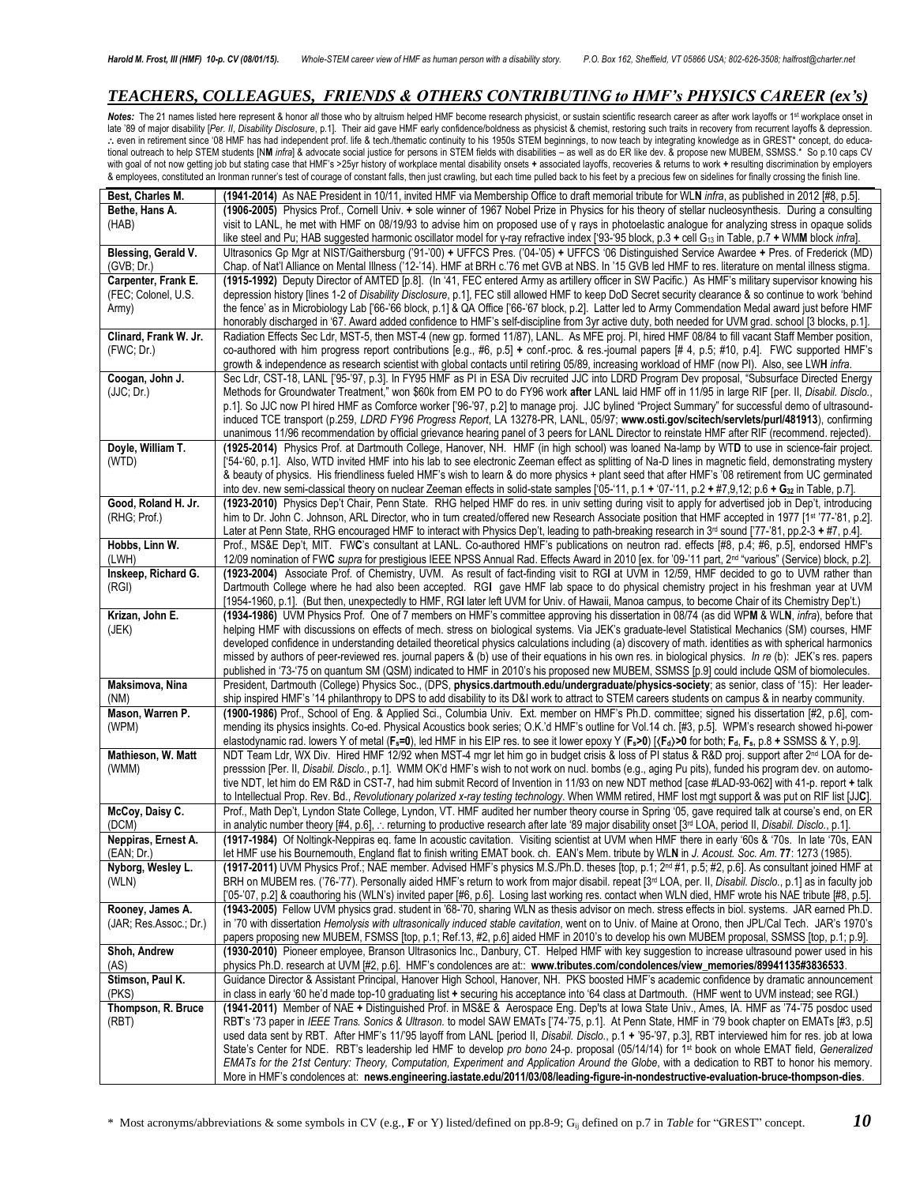## *TEACHERS, COLLEAGUES, FRIENDS & OTHERS CONTRIBUTING to HMF's PHYSICS CAREER (ex's)*

***Notes:*** The 21 names listed here represent & honor *all* those who by altruism helped HMF become research physicist, or sustain scientific research career as after work layoffs or 1st workplace onset in late '89 of major disability [*Per. II*, *Disability Disclosure*, p.1]. Their aid gave HMF early confidence/boldness as physicist & chemist, restoring such traits in recovery from recurrent layoffs & depression. ∴ even in retirement since '08 HMF has had independent prof. life & tech./thematic continuity to his 1950s STEM beginnings, to now teach by integrating knowledge as in GREST* concept, do educational outreach to help STEM students [N**M** *infra*] & advocate social justice for persons in STEM fields with disabilities – as well as do ER like dev. & propose new MUBEM, SSMSS.* So p.10 caps CV with goal of not now getting job but stating case that HMF's >25yr history of workplace mental disability onsets + associated layoffs, recoveries & returns to work + resulting discrimination by employers & employees, constituted an Ironman runner's test of courage of constant falls, then just crawling, but each time pulled back to his feet by a precious few on sidelines for finally crossing the finish line.

| | |
|---|---|
| **Best, Charles M.** | **(1941-2014)** As NAE President in 10/11, invited HMF via Membership Office to draft memorial tribute for WL**N** *infra*, as published in 2012 [#8, p.5]. |
| **Bethe, Hans A.** (HAB) | **(1906-2005)** Physics Prof., Cornell Univ. + sole winner of 1967 Nobel Prize in Physics for his theory of stellar nucleosynthesis. During a consulting visit to LANL, he met with HMF on 08/19/93 to advise him on proposed use of γ rays in photoelastic analogue for analyzing stress in opaque solids like steel and Pu; HAB suggested harmonic oscillator model for γ-ray refractive index ['93-'95 block, p.3 + cell $G_{13}$ in Table, p.7 + WM**M** block *infra*]. |
| **Blessing, Gerald V.** (GVB; Dr.) | Ultrasonics Gp Mgr at NIST/Gaithersburg ('91-'00) + UFFCS Pres. ('04-'05) + UFFCS '06 Distinguished Service Awardee + Pres. of Frederick (MD) Chap. of Nat'l Alliance on Mental Illness ('12-'14). HMF at BRH c.'76 met GVB at NBS. In '15 GVB led HMF to res. literature on mental illness stigma. |
| **Carpenter, Frank E.** (FEC; Colonel, U.S. Army) | **(1915-1992)** Deputy Director of AMTED [p.8]. (In '41, FEC entered Army as artillery officer in SW Pacific.) As HMF's military supervisor knowing his depression history [lines 1-2 of *Disability Disclosure*, p.1], FEC still allowed HMF to keep DoD Secret security clearance & so continue to work 'behind the fence' as in Microbiology Lab ['66-'66 block, p.1] & QA Office ['66-'67 block, p.2]. Latter led to Army Commendation Medal award just before HMF honorably discharged in '67. Award added confidence to HMF's self-discipline from 3yr active duty, both needed for UVM grad. school [3 blocks, p.1]. |
| **Clinard, Frank W. Jr.** (FWC; Dr.) | Radiation Effects Sec Ldr, MST-5, then MST-4 (new gp. formed 11/87), LANL. As MFE proj. PI, hired HMF 08/84 to fill vacant Staff Member position, co-authored with him progress report contributions [e.g., #6, p.5] + conf.-proc. & res.-journal papers [# 4, p.5; #10, p.4]. FWC supported HMF's growth & independence as research scientist with global contacts until retiring 05/89, increasing workload of HMF (now PI). Also, see LW**H** *infra*. |
| **Coogan, John J.** (JJC; Dr.) | Sec Ldr, CST-18, LANL ['95-'97, p.3]. In FY95 HMF as PI in ESA Div recruited JJC into LDRD Program Dev proposal, "Subsurface Directed Energy Methods for Groundwater Treatment," won $60k from EM PO to do FY96 work **after** LANL laid HMF off in 11/95 in large RIF [per. II, *Disabil. Disclo.*, p.1]. So JJC now PI hired HMF as Comforce worker ['96-'97, p.2] to manage proj. JJC bylined "Project Summary" for successful demo of ultrasound-induced TCE transport (p.259, *LDRD FY96 Progress Report*, LA 13278-PR, LANL, 05/97; **www.osti.gov/scitech/servlets/purl/481913**), confirming unanimous 11/96 recommendation by official grievance hearing panel of 3 peers for LANL Director to reinstate HMF after RIF (recommend. rejected). |
| **Doyle, William T.** (WTD) | **(1925-2014)** Physics Prof. at Dartmouth College, Hanover, NH. HMF (in high school) was loaned Na-lamp by WT**D** to use in science-fair project. ['54-'60, p.1]. Also, WTD invited HMF into his lab to see electronic Zeeman effect as splitting of Na-D lines in magnetic field, demonstrating mystery & beauty of physics. His friendliness fueled HMF's wish to learn & do more physics + plant seed that after HMF's '08 retirement from UC germinated into dev. new semi-classical theory on nuclear Zeeman effects in solid-state samples ['05-'11, p.1 + '07-'11, p.2 + #7,9,12; p.6 + $G_{32}$ in Table, p.7]. |
| **Good, Roland H. Jr.** (RHG; Prof.) | **(1923-2010)** Physics Dep't Chair, Penn State. RHG helped HMF do res. in univ setting during visit to apply for advertised job in Dep't, introducing him to Dr. John C. Johnson, ARL Director, who in turn created/offered new Research Associate position that HMF accepted in 1977 [1st '77-'81, p.2]. Later at Penn State, RHG encouraged HMF to interact with Physics Dep't, leading to path-breaking research in 3rd sound ['77-'81, pp.2-3 + #7, p.4]. |
| **Hobbs, Linn W.** (LWH) | Prof., MS&E Dep't, MIT. FW**C**'s consultant at LANL. Co-authored HMF's publications on neutron rad. effects [#8, p.4; #6, p.5], endorsed HMF's 12/09 nomination of FW**C** *supra* for prestigious IEEE NPSS Annual Rad. Effects Award in 2010 [ex. for '09-'11 part, 2nd "various" (Service) block, p.2]. |
| **Inskeep, Richard G.** (RGI) | **(1923-2004)** Associate Prof. of Chemistry, UVM. As result of fact-finding visit to RG**I** at UVM in 12/59, HMF decided to go to UVM rather than Dartmouth College where he had also been accepted. RG**I** gave HMF lab space to do physical chemistry project in his freshman year at UVM [1954-1960, p.1]. (But then, unexpectedly to HMF, RG**I** later left UVM for Univ. of Hawaii, Manoa campus, to become Chair of its Chemistry Dep't.) |
| **Krizan, John E.** (JEK) | **(1934-1986)** UVM Physics Prof. One of 7 members on HMF's committee approving his dissertation in 08/74 (as did WP**M** & WL**N**, *infra*), before that helping HMF with discussions on effects of mech. stress on biological systems. Via JEK's graduate-level Statistical Mechanics (SM) courses, HMF developed confidence in understanding detailed theoretical physics calculations including (a) discovery of math. identities as with spherical harmonics missed by authors of peer-reviewed res. journal papers & (b) use of their equations in his own res. in biological physics. *In re* (b): JEK's res. papers published in '73-'75 on quantum SM (QSM) indicated to HMF in 2010's his proposed new MUBEM, SSMSS [p.9] could include QSM of biomolecules. |
| **Maksimova, Nina** (NM) | President, Dartmouth (College) Physics Soc., (DPS, **physics.dartmouth.edu/undergraduate/physics-society**; as senior, class of '15): Her leadership inspired HMF's '14 philanthropy to DPS to add disability to its D&I work to attract to STEM careers students on campus & in nearby community. |
| **Mason, Warren P.** (WPM) | **(1900-1986)** Prof., School of Eng. & Applied Sci., Columbia Univ. Ext. member on HMF's Ph.D. committee; signed his dissertation [#2, p.6], commending its physics insights. Co-ed. Physical Acoustics book series; O.K.'d HMF's outline for Vol.14 ch. [#3, p.5]. WPM's research showed hi-power elastodynamic rad. lowers Y of metal ($F_s$=0), led HMF in his EIP res. to see it lower epoxy Y ($F_s$>0) [($F_d$)>0 for both; $F_d$, $F_s$, p.8 + SSMSS & Y, p.9]. |
| **Mathieson, W. Matt** (WMM) | NDT Team Ldr, WX Div. Hired HMF 12/92 when MST-4 mgr let him go in budget crisis & loss of PI status & R&D proj. support after 2nd LOA for depresssion [Per. II, *Disabil. Disclo.*, p.1]. WMM OK'd HMF's wish to not work on nucl. bombs (e.g., aging Pu pits), funded his program dev. on automotive NDT, let him do EM R&D in CST-7, had him submit Record of Invention in 11/93 on new NDT method [case #LAD-93-062] with 41-p. report + 41p. talk to Intellectual Prop. Rev. Bd., *Revolutionary polarized x-ray testing technology*. When WMM retired, HMF lost mgt support & was put on RIF list [JJ**C**]. |
| **McCoy, Daisy C.** (DCM) | Prof., Math Dep't, Lyndon State College, Lyndon, VT. HMF audited her number theory course in Spring '05, gave required talk at course's end, on ER in analytic number theory [#4, p.6], ∴ returning to productive research after late '89 major disability onset [3rd LOA, period II, *Disabil. Disclo.*, p.1]. |
| **Neppiras, Ernest A.** (EAN; Dr.) | **(1917-1984)** Of Noltingk-Neppiras eq. fame In acoustic cavitation. Visiting scientist at UVM when HMF there in early '60s & '70s. In late '70s, EAN let HMF use his Bournemouth, England flat to finish writing EMAT book. ch. EAN's Mem. tribute by WL**N** in *J. Acoust. Soc. Am.* **77**: 1273 (1985). |
| **Nyborg, Wesley L.** (WLN) | **(1917-2011)** UVM Physics Prof.; NAE member. Advised HMF's physics M.S./Ph.D. theses [top, p.1; 2nd #1, p.5; #2, p.6]. As consultant joined HMF at BRH on MUBEM res. ('76-'77). Personally aided HMF's return to work from major disabil. repeat [3rd LOA, per. II, *Disabil. Disclo.*, p.1] as in faculty job ['05-'07, p.2] & coauthoring his (WLN's) invited paper [#6, p.6]. Losing last working res. contact when WLN died, HMF wrote his NAE tribute [#8, p.5]. |
| **Rooney, James A.** (JAR; Res.Assoc.; Dr.) | **(1943-2005)** Fellow UVM physics grad. student in '68-'70, sharing WLN as thesis advisor on mech. stress effects in biol. systems. JAR earned Ph.D. in '70 with dissertation *Hemolysis with ultrasonically induced stable cavitation*, went on to Univ. of Maine at Orono, then JPL/Cal Tech. JAR's 1970's papers proposing new MUBEM, FSMSS [top, p.1; Ref.13, #2, p.6] aided HMF in 2010's to develop his own MUBEM proposal, SSMSS [top, p.1; p.9]. |
| **Shoh, Andrew** (AS) | **(1930-2010)** Pioneer employee, Branson Ultrasonics Inc., Danbury, CT. Helped HMF with key suggestion to increase ultrasound power used in his physics Ph.D. research at UVM [#2, p.6]. HMF's condolences are at:: **www.tributes.com/condolences/view_memories/89941135#3836533**. |
| **Stimson, Paul K.** (PKS) | Guidance Director & Assistant Principal, Hanover High School, Hanover, NH. PKS boosted HMF's academic confidence by dramatic announcement in class in early '60 he'd made top-10 graduating list + securing his acceptance into '64 class at Dartmouth. (HMF went to UVM instead; see RG**I**.) |
| **Thompson, R. Bruce** (RBT) | **(1941-2011)** Member of NAE + Distinguished Prof. in MS&E & Aerospace Eng. Dep'ts at Iowa State Univ., Ames, IA. HMF as '74-'75 posdoc used RB**T**'s '73 paper in *IEEE Trans. Sonics & Ultrason.* to model SAW EMATs ['74-'75, p.1]. At Penn State, HMF in '79 book chapter on EMATs [#3, p.5] used data sent by RBT. After HMF's 11/'95 layoff from LANL [period II, *Disabil. Disclo.*, p.1 + '95-'97, p.3], RBT interviewed him for res. job at Iowa State's Center for NDE. RBT's leadership led HMF to develop *pro bono* 24-p. proposal (05/14/14) for 1st book on whole EMAT field, *Generalized EMATs for the 21st Century: Theory, Computation, Experiment and Application Around the Globe*, with a dedication to RBT to honor his memory. More in HMF's condolences at: **news.engineering.iastate.edu/2011/03/08/leading-figure-in-nondestructive-evaluation-bruce-thompson-dies**. |

\* Most acronyms/abbreviations & some symbols in CV (e.g., **F** or Y) listed/defined on pp.8-9; $G_{ij}$ defined on p.7 in *Table* for "GREST" concept.